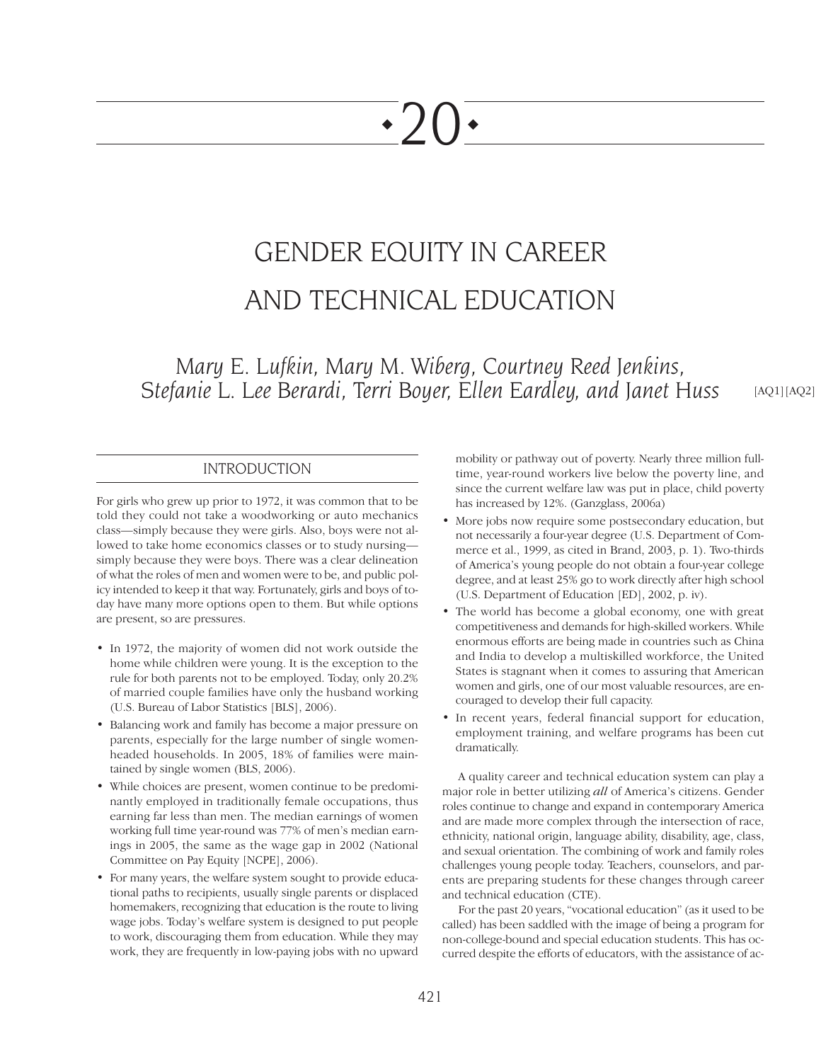# 20

# GENDER EQUITY IN CAREER AND TECHNICAL EDUCATION

*Mary E. Lufkin, Mary M. Wiberg, Courtney Reed Jenkins, Stefanie L. Lee Berardi, Terri Boyer, Ellen Eardley, and Janet Huss* [AQ1] [AQ2]

## INTRODUCTION

For girls who grew up prior to 1972, it was common that to be told they could not take a woodworking or auto mechanics class—simply because they were girls. Also, boys were not allowed to take home economics classes or to study nursing—simply because they were boys. There was a clear delineation of what the roles of men and women were to be, and public policy intended to keep it that way. Fortunately, girls and boys of today have many more options open to them. But while options are present, so are pressures.

- In 1972, the majority of women did not work outside the home while children were young. It is the exception to the rule for both parents not to be employed. Today, only 20.2% of married couple families have only the husband working (U.S. Bureau of Labor Statistics [BLS], 2006).
- Balancing work and family has become a major pressure on parents, especially for the large number of single women-headed households. In 2005, 18% of families were maintained by single women (BLS, 2006).
- While choices are present, women continue to be predominantly employed in traditionally female occupations, thus earning far less than men. The median earnings of women working full time year-round was 77% of men's median earnings in 2005, the same as the wage gap in 2002 (National Committee on Pay Equity [NCPE], 2006).
- For many years, the welfare system sought to provide educational paths to recipients, usually single parents or displaced homemakers, recognizing that education is the route to living wage jobs. Today's welfare system is designed to put people to work, discouraging them from education. While they may work, they are frequently in low-paying jobs with no upward mobility or pathway out of poverty. Nearly three million full-time, year-round workers live below the poverty line, and since the current welfare law was put in place, child poverty has increased by 12%. (Ganzglass, 2006a)
- More jobs now require some postsecondary education, but not necessarily a four-year degree (U.S. Department of Commerce et al., 1999, as cited in Brand, 2003, p. 1). Two-thirds of America's young people do not obtain a four-year college degree, and at least 25% go to work directly after high school (U.S. Department of Education [ED], 2002, p. iv).
- The world has become a global economy, one with great competitiveness and demands for high-skilled workers. While enormous efforts are being made in countries such as China and India to develop a multiskilled workforce, the United States is stagnant when it comes to assuring that American women and girls, one of our most valuable resources, are encouraged to develop their full capacity.
- In recent years, federal financial support for education, employment training, and welfare programs has been cut dramatically.

A quality career and technical education system can play a major role in better utilizing *all* of America's citizens. Gender roles continue to change and expand in contemporary America and are made more complex through the intersection of race, ethnicity, national origin, language ability, disability, age, class, and sexual orientation. The combining of work and family roles challenges young people today. Teachers, counselors, and parents are preparing students for these changes through career and technical education (CTE).

For the past 20 years, "vocational education" (as it used to be called) has been saddled with the image of being a program for non-college-bound and special education students. This has occurred despite the efforts of educators, with the assistance of ac-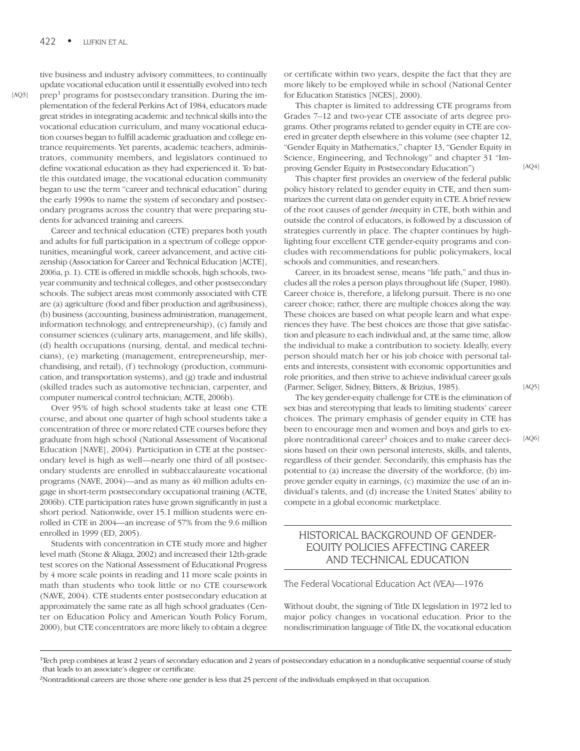tive business and industry advisory committees, to continually update vocational education until it essentially evolved into tech prep[1] programs for postsecondary transition. During the implementation of the federal Perkins Act of 1984, educators made great strides in integrating academic and technical skills into the vocational education curriculum, and many vocational education courses began to fulfill academic graduation and college entrance requirements. Yet parents, academic teachers, administrators, community members, and legislators continued to define vocational education as they had experienced it. To battle this outdated image, the vocational education community began to use the term "career and technical education" during the early 1990s to name the system of secondary and postsecondary programs across the country that were preparing students for advanced training and careers.

Career and technical education (CTE) prepares both youth and adults for full participation in a spectrum of college opportunities, meaningful work, career advancement, and active citizenship (Association for Career and Technical Education [ACTE], 2006a, p. 1). CTE is offered in middle schools, high schools, two-year community and technical colleges, and other postsecondary schools. The subject areas most commonly associated with CTE are (a) agriculture (food and fiber production and agribusiness), (b) business (accounting, business administration, management, information technology, and entrepreneurship), (c) family and consumer sciences (culinary arts, management, and life skills), (d) health occupations (nursing, dental, and medical technicians), (e) marketing (management, entrepreneurship, merchandising, and retail), (f) technology (production, communication, and transportation systems), and (g) trade and industrial (skilled trades such as automotive technician, carpenter, and computer numerical control technician; ACTE, 2006b).

Over 95% of high school students take at least one CTE course, and about one quarter of high school students take a concentration of three or more related CTE courses before they graduate from high school (National Assessment of Vocational Education [NAVE], 2004). Participation in CTE at the postsecondary level is high as well—nearly one third of all postsecondary students are enrolled in subbaccalaureate vocational programs (NAVE, 2004)—and as many as 40 million adults engage in short-term postsecondary occupational training (ACTE, 2006b). CTE participation rates have grown significantly in just a short period. Nationwide, over 15.1 million students were enrolled in CTE in 2004—an increase of 57% from the 9.6 million enrolled in 1999 (ED, 2005).

Students with concentration in CTE study more and higher level math (Stone & Aliaga, 2002) and increased their 12th-grade test scores on the National Assessment of Educational Progress by 4 more scale points in reading and 11 more scale points in math than students who took little or no CTE coursework (NAVE, 2004). CTE students enter postsecondary education at approximately the same rate as all high school graduates (Center on Education Policy and American Youth Policy Forum, 2000), but CTE concentrators are more likely to obtain a degree or certificate within two years, despite the fact that they are more likely to be employed while in school (National Center for Education Statistics [NCES], 2000).

This chapter is limited to addressing CTE programs from Grades 7–12 and two-year CTE associate of arts degree programs. Other programs related to gender equity in CTE are covered in greater depth elsewhere in this volume (see chapter 12, "Gender Equity in Mathematics," chapter 13, "Gender Equity in Science, Engineering, and Technology" and chapter 31 "Improving Gender Equity in Postsecondary Education")

This chapter first provides an overview of the federal public policy history related to gender equity in CTE, and then summarizes the current data on gender equity in CTE. A brief review of the root causes of gender *in*equity in CTE, both within and outside the control of educators, is followed by a discussion of strategies currently in place. The chapter continues by highlighting four excellent CTE gender-equity programs and concludes with recommendations for public policymakers, local schools and communities, and researchers.

Career, in its broadest sense, means "life path," and thus includes all the roles a person plays throughout life (Super, 1980). Career choice is, therefore, a lifelong pursuit. There is no one career choice; rather, there are multiple choices along the way. These choices are based on what people learn and what experiences they have. The best choices are those that give satisfaction and pleasure to each individual and, at the same time, allow the individual to make a contribution to society. Ideally, every person should match her or his job choice with personal talents and interests, consistent with economic opportunities and role priorities, and then strive to achieve individual career goals (Farmer, Seliger, Sidney, Bitters, & Brizius, 1985).

The key gender-equity challenge for CTE is the elimination of sex bias and stereotyping that leads to limiting students' career choices. The primary emphasis of gender equity in CTE has been to encourage men and women and boys and girls to explore nontraditional career[2] choices and to make career decisions based on their own personal interests, skills, and talents, regardless of their gender. Secondarily, this emphasis has the potential to (a) increase the diversity of the workforce, (b) improve gender equity in earnings, (c) maximize the use of an individual's talents, and (d) increase the United States' ability to compete in a global economic marketplace.

## HISTORICAL BACKGROUND OF GENDER-EQUITY POLICIES AFFECTING CAREER AND TECHNICAL EDUCATION

### The Federal Vocational Education Act (VEA)—1976

Without doubt, the signing of Title IX legislation in 1972 led to major policy changes in vocational education. Prior to the nondiscrimination language of Title IX, the vocational education

---

[1] Tech prep combines at least 2 years of secondary education and 2 years of postsecondary education in a nonduplicative sequential course of study that leads to an associate's degree or certificate.

[2] Nontraditional careers are those where one gender is less that 25 percent of the individuals employed in that occupation.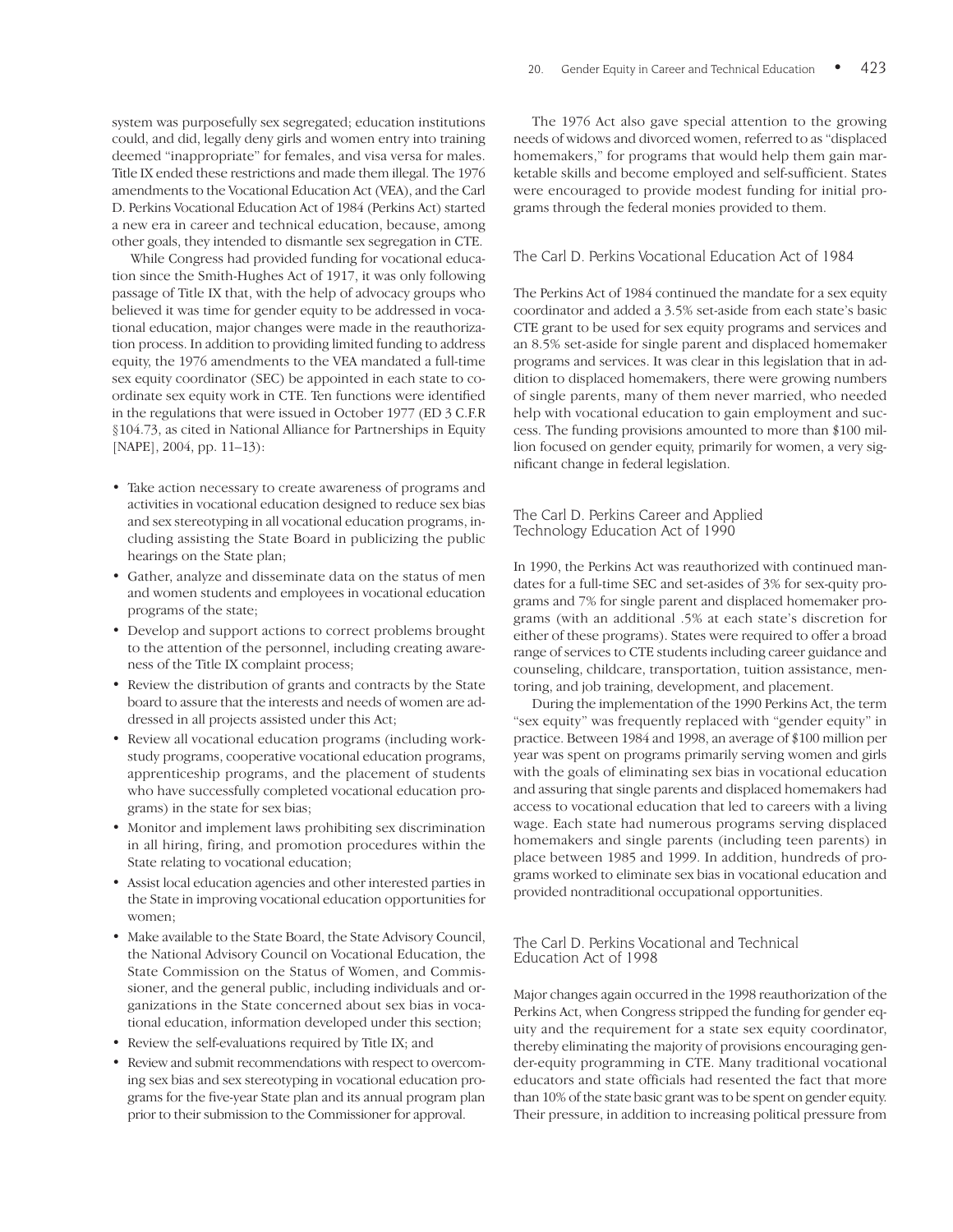system was purposefully sex segregated; education institutions could, and did, legally deny girls and women entry into training deemed "inappropriate" for females, and visa versa for males. Title IX ended these restrictions and made them illegal. The 1976 amendments to the Vocational Education Act (VEA), and the Carl D. Perkins Vocational Education Act of 1984 (Perkins Act) started a new era in career and technical education, because, among other goals, they intended to dismantle sex segregation in CTE.

While Congress had provided funding for vocational education since the Smith-Hughes Act of 1917, it was only following passage of Title IX that, with the help of advocacy groups who believed it was time for gender equity to be addressed in vocational education, major changes were made in the reauthorization process. In addition to providing limited funding to address equity, the 1976 amendments to the VEA mandated a full-time sex equity coordinator (SEC) be appointed in each state to coordinate sex equity work in CTE. Ten functions were identified in the regulations that were issued in October 1977 (ED 3 C.F.R §104.73, as cited in National Alliance for Partnerships in Equity [NAPE], 2004, pp. 11–13):

- Take action necessary to create awareness of programs and activities in vocational education designed to reduce sex bias and sex stereotyping in all vocational education programs, including assisting the State Board in publicizing the public hearings on the State plan;
- Gather, analyze and disseminate data on the status of men and women students and employees in vocational education programs of the state;
- Develop and support actions to correct problems brought to the attention of the personnel, including creating awareness of the Title IX complaint process;
- Review the distribution of grants and contracts by the State board to assure that the interests and needs of women are addressed in all projects assisted under this Act;
- Review all vocational education programs (including work-study programs, cooperative vocational education programs, apprenticeship programs, and the placement of students who have successfully completed vocational education programs) in the state for sex bias;
- Monitor and implement laws prohibiting sex discrimination in all hiring, firing, and promotion procedures within the State relating to vocational education;
- Assist local education agencies and other interested parties in the State in improving vocational education opportunities for women;
- Make available to the State Board, the State Advisory Council, the National Advisory Council on Vocational Education, the State Commission on the Status of Women, and Commissioner, and the general public, including individuals and organizations in the State concerned about sex bias in vocational education, information developed under this section;
- Review the self-evaluations required by Title IX; and
- Review and submit recommendations with respect to overcoming sex bias and sex stereotyping in vocational education programs for the five-year State plan and its annual program plan prior to their submission to the Commissioner for approval.

The 1976 Act also gave special attention to the growing needs of widows and divorced women, referred to as "displaced homemakers," for programs that would help them gain marketable skills and become employed and self-sufficient. States were encouraged to provide modest funding for initial programs through the federal monies provided to them.

## The Carl D. Perkins Vocational Education Act of 1984

The Perkins Act of 1984 continued the mandate for a sex equity coordinator and added a 3.5% set-aside from each state's basic CTE grant to be used for sex equity programs and services and an 8.5% set-aside for single parent and displaced homemaker programs and services. It was clear in this legislation that in addition to displaced homemakers, there were growing numbers of single parents, many of them never married, who needed help with vocational education to gain employment and success. The funding provisions amounted to more than $100 million focused on gender equity, primarily for women, a very significant change in federal legislation.

## The Carl D. Perkins Career and Applied Technology Education Act of 1990

In 1990, the Perkins Act was reauthorized with continued mandates for a full-time SEC and set-asides of 3% for sex-quity programs and 7% for single parent and displaced homemaker programs (with an additional .5% at each state's discretion for either of these programs). States were required to offer a broad range of services to CTE students including career guidance and counseling, childcare, transportation, tuition assistance, mentoring, and job training, development, and placement.

During the implementation of the 1990 Perkins Act, the term "sex equity" was frequently replaced with "gender equity" in practice. Between 1984 and 1998, an average of $100 million per year was spent on programs primarily serving women and girls with the goals of eliminating sex bias in vocational education and assuring that single parents and displaced homemakers had access to vocational education that led to careers with a living wage. Each state had numerous programs serving displaced homemakers and single parents (including teen parents) in place between 1985 and 1999. In addition, hundreds of programs worked to eliminate sex bias in vocational education and provided nontraditional occupational opportunities.

## The Carl D. Perkins Vocational and Technical Education Act of 1998

Major changes again occurred in the 1998 reauthorization of the Perkins Act, when Congress stripped the funding for gender equity and the requirement for a state sex equity coordinator, thereby eliminating the majority of provisions encouraging gender-equity programming in CTE. Many traditional vocational educators and state officials had resented the fact that more than 10% of the state basic grant was to be spent on gender equity. Their pressure, in addition to increasing political pressure from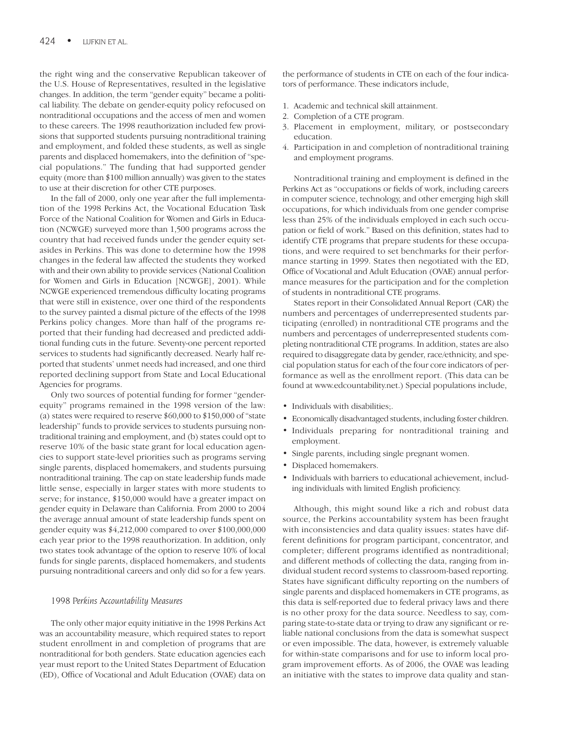the right wing and the conservative Republican takeover of the U.S. House of Representatives, resulted in the legislative changes. In addition, the term "gender equity" became a political liability. The debate on gender-equity policy refocused on nontraditional occupations and the access of men and women to these careers. The 1998 reauthorization included few provisions that supported students pursuing nontraditional training and employment, and folded these students, as well as single parents and displaced homemakers, into the definition of "special populations." The funding that had supported gender equity (more than $100 million annually) was given to the states to use at their discretion for other CTE purposes.

In the fall of 2000, only one year after the full implementation of the 1998 Perkins Act, the Vocational Education Task Force of the National Coalition for Women and Girls in Education (NCWGE) surveyed more than 1,500 programs across the country that had received funds under the gender equity set-asides in Perkins. This was done to determine how the 1998 changes in the federal law affected the students they worked with and their own ability to provide services (National Coalition for Women and Girls in Education [NCWGE], 2001). While NCWGE experienced tremendous difficulty locating programs that were still in existence, over one third of the respondents to the survey painted a dismal picture of the effects of the 1998 Perkins policy changes. More than half of the programs reported that their funding had decreased and predicted additional funding cuts in the future. Seventy-one percent reported services to students had significantly decreased. Nearly half reported that students' unmet needs had increased, and one third reported declining support from State and Local Educational Agencies for programs.

Only two sources of potential funding for former "gender-equity" programs remained in the 1998 version of the law: (a) states were required to reserve $60,000 to $150,000 of "state leadership" funds to provide services to students pursuing nontraditional training and employment, and (b) states could opt to reserve 10% of the basic state grant for local education agencies to support state-level priorities such as programs serving single parents, displaced homemakers, and students pursuing nontraditional training. The cap on state leadership funds made little sense, especially in larger states with more students to serve; for instance, $150,000 would have a greater impact on gender equity in Delaware than California. From 2000 to 2004 the average annual amount of state leadership funds spent on gender equity was $4,212,000 compared to over $100,000,000 each year prior to the 1998 reauthorization. In addition, only two states took advantage of the option to reserve 10% of local funds for single parents, displaced homemakers, and students pursuing nontraditional careers and only did so for a few years.

### *1998 Perkins Accountability Measures*

The only other major equity initiative in the 1998 Perkins Act was an accountability measure, which required states to report student enrollment in and completion of programs that are nontraditional for both genders. State education agencies each year must report to the United States Department of Education (ED), Office of Vocational and Adult Education (OVAE) data on the performance of students in CTE on each of the four indicators of performance. These indicators include,

1. Academic and technical skill attainment.
2. Completion of a CTE program.
3. Placement in employment, military, or postsecondary education.
4. Participation in and completion of nontraditional training and employment programs.

Nontraditional training and employment is defined in the Perkins Act as "occupations or fields of work, including careers in computer science, technology, and other emerging high skill occupations, for which individuals from one gender comprise less than 25% of the individuals employed in each such occupation or field of work." Based on this definition, states had to identify CTE programs that prepare students for these occupations, and were required to set benchmarks for their performance starting in 1999. States then negotiated with the ED, Office of Vocational and Adult Education (OVAE) annual performance measures for the participation and for the completion of students in nontraditional CTE programs.

States report in their Consolidated Annual Report (CAR) the numbers and percentages of underrepresented students participating (enrolled) in nontraditional CTE programs and the numbers and percentages of underrepresented students completing nontraditional CTE programs. In addition, states are also required to disaggregate data by gender, race/ethnicity, and special population status for each of the four core indicators of performance as well as the enrollment report. (This data can be found at www.edcountability.net.) Special populations include,

- Individuals with disabilities;.
- Economically disadvantaged students, including foster children.
- Individuals preparing for nontraditional training and employment.
- Single parents, including single pregnant women.
- Displaced homemakers.
- Individuals with barriers to educational achievement, including individuals with limited English proficiency.

Although, this might sound like a rich and robust data source, the Perkins accountability system has been fraught with inconsistencies and data quality issues: states have different definitions for program participant, concentrator, and completer; different programs identified as nontraditional; and different methods of collecting the data, ranging from individual student record systems to classroom-based reporting. States have significant difficulty reporting on the numbers of single parents and displaced homemakers in CTE programs, as this data is self-reported due to federal privacy laws and there is no other proxy for the data source. Needless to say, comparing state-to-state data or trying to draw any significant or reliable national conclusions from the data is somewhat suspect or even impossible. The data, however, is extremely valuable for within-state comparisons and for use to inform local program improvement efforts. As of 2006, the OVAE was leading an initiative with the states to improve data quality and stan-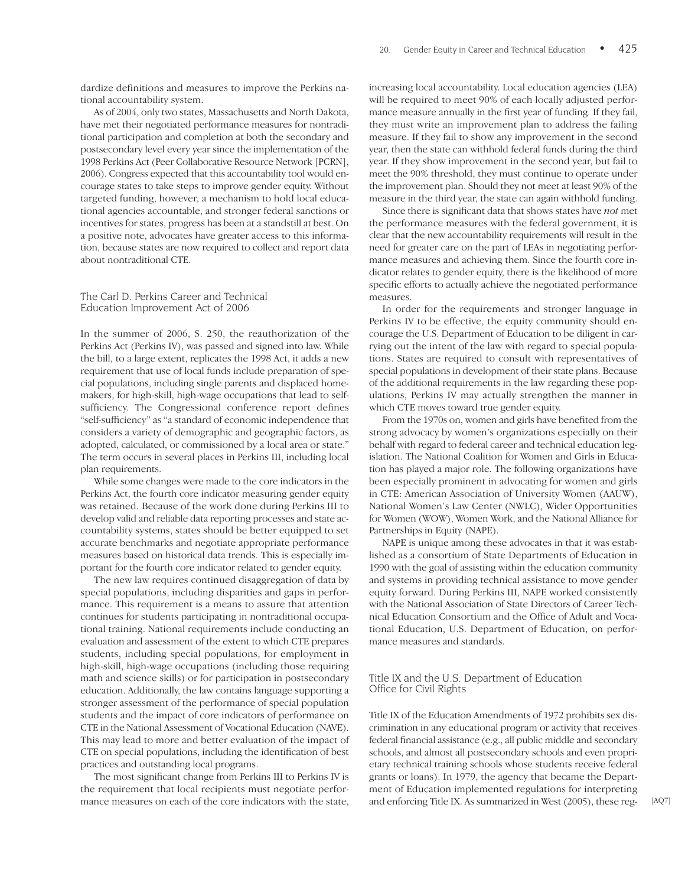dardize definitions and measures to improve the Perkins national accountability system.

As of 2004, only two states, Massachusetts and North Dakota, have met their negotiated performance measures for nontraditional participation and completion at both the secondary and postsecondary level every year since the implementation of the 1998 Perkins Act (Peer Collaborative Resource Network [PCRN], 2006). Congress expected that this accountability tool would encourage states to take steps to improve gender equity. Without targeted funding, however, a mechanism to hold local educational agencies accountable, and stronger federal sanctions or incentives for states, progress has been at a standstill at best. On a positive note, advocates have greater access to this information, because states are now required to collect and report data about nontraditional CTE.

## The Carl D. Perkins Career and Technical Education Improvement Act of 2006

In the summer of 2006, S. 250, the reauthorization of the Perkins Act (Perkins IV), was passed and signed into law. While the bill, to a large extent, replicates the 1998 Act, it adds a new requirement that use of local funds include preparation of special populations, including single parents and displaced homemakers, for high-skill, high-wage occupations that lead to self-sufficiency. The Congressional conference report defines "self-sufficiency" as "a standard of economic independence that considers a variety of demographic and geographic factors, as adopted, calculated, or commissioned by a local area or state." The term occurs in several places in Perkins III, including local plan requirements.

While some changes were made to the core indicators in the Perkins Act, the fourth core indicator measuring gender equity was retained. Because of the work done during Perkins III to develop valid and reliable data reporting processes and state accountability systems, states should be better equipped to set accurate benchmarks and negotiate appropriate performance measures based on historical data trends. This is especially important for the fourth core indicator related to gender equity.

The new law requires continued disaggregation of data by special populations, including disparities and gaps in performance. This requirement is a means to assure that attention continues for students participating in nontraditional occupational training. National requirements include conducting an evaluation and assessment of the extent to which CTE prepares students, including special populations, for employment in high-skill, high-wage occupations (including those requiring math and science skills) or for participation in postsecondary education. Additionally, the law contains language supporting a stronger assessment of the performance of special population students and the impact of core indicators of performance on CTE in the National Assessment of Vocational Education (NAVE). This may lead to more and better evaluation of the impact of CTE on special populations, including the identification of best practices and outstanding local programs.

The most significant change from Perkins III to Perkins IV is the requirement that local recipients must negotiate performance measures on each of the core indicators with the state, increasing local accountability. Local education agencies (LEA) will be required to meet 90% of each locally adjusted performance measure annually in the first year of funding. If they fail, they must write an improvement plan to address the failing measure. If they fail to show any improvement in the second year, then the state can withhold federal funds during the third year. If they show improvement in the second year, but fail to meet the 90% threshold, they must continue to operate under the improvement plan. Should they not meet at least 90% of the measure in the third year, the state can again withhold funding.

Since there is significant data that shows states have *not* met the performance measures with the federal government, it is clear that the new accountability requirements will result in the need for greater care on the part of LEAs in negotiating performance measures and achieving them. Since the fourth core indicator relates to gender equity, there is the likelihood of more specific efforts to actually achieve the negotiated performance measures.

In order for the requirements and stronger language in Perkins IV to be effective, the equity community should encourage the U.S. Department of Education to be diligent in carrying out the intent of the law with regard to special populations. States are required to consult with representatives of special populations in development of their state plans. Because of the additional requirements in the law regarding these populations, Perkins IV may actually strengthen the manner in which CTE moves toward true gender equity.

From the 1970s on, women and girls have benefited from the strong advocacy by women's organizations especially on their behalf with regard to federal career and technical education legislation. The National Coalition for Women and Girls in Education has played a major role. The following organizations have been especially prominent in advocating for women and girls in CTE: American Association of University Women (AAUW), National Women's Law Center (NWLC), Wider Opportunities for Women (WOW), Women Work, and the National Alliance for Partnerships in Equity (NAPE).

NAPE is unique among these advocates in that it was established as a consortium of State Departments of Education in 1990 with the goal of assisting within the education community and systems in providing technical assistance to move gender equity forward. During Perkins III, NAPE worked consistently with the National Association of State Directors of Career Technical Education Consortium and the Office of Adult and Vocational Education, U.S. Department of Education, on performance measures and standards.

## Title IX and the U.S. Department of Education Office for Civil Rights

Title IX of the Education Amendments of 1972 prohibits sex discrimination in any educational program or activity that receives federal financial assistance (e.g., all public middle and secondary schools, and almost all postsecondary schools and even proprietary technical training schools whose students receive federal grants or loans). In 1979, the agency that became the Department of Education implemented regulations for interpreting and enforcing Title IX. As summarized in West (2005), these reg- [AQ7]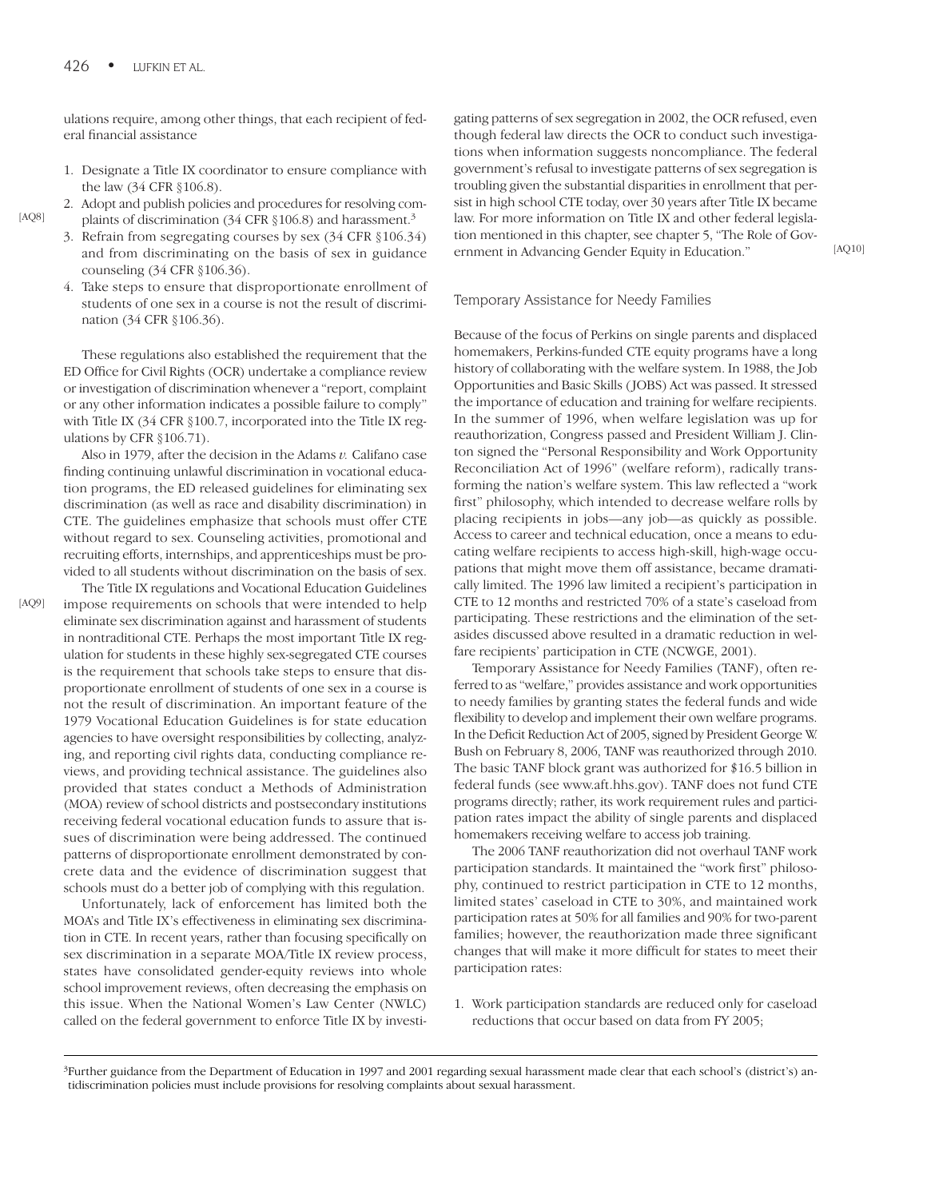ulations require, among other things, that each recipient of federal financial assistance

1. Designate a Title IX coordinator to ensure compliance with the law (34 CFR §106.8).
2. Adopt and publish policies and procedures for resolving complaints of discrimination (34 CFR §106.8) and harassment.[3]
3. Refrain from segregating courses by sex (34 CFR §106.34) and from discriminating on the basis of sex in guidance counseling (34 CFR §106.36).
4. Take steps to ensure that disproportionate enrollment of students of one sex in a course is not the result of discrimination (34 CFR §106.36).

These regulations also established the requirement that the ED Office for Civil Rights (OCR) undertake a compliance review or investigation of discrimination whenever a "report, complaint or any other information indicates a possible failure to comply" with Title IX (34 CFR §100.7, incorporated into the Title IX regulations by CFR §106.71).

Also in 1979, after the decision in the Adams *v.* Califano case finding continuing unlawful discrimination in vocational education programs, the ED released guidelines for eliminating sex discrimination (as well as race and disability discrimination) in CTE. The guidelines emphasize that schools must offer CTE without regard to sex. Counseling activities, promotional and recruiting efforts, internships, and apprenticeships must be provided to all students without discrimination on the basis of sex.

The Title IX regulations and Vocational Education Guidelines impose requirements on schools that were intended to help eliminate sex discrimination against and harassment of students in nontraditional CTE. Perhaps the most important Title IX regulation for students in these highly sex-segregated CTE courses is the requirement that schools take steps to ensure that disproportionate enrollment of students of one sex in a course is not the result of discrimination. An important feature of the 1979 Vocational Education Guidelines is for state education agencies to have oversight responsibilities by collecting, analyzing, and reporting civil rights data, conducting compliance reviews, and providing technical assistance. The guidelines also provided that states conduct a Methods of Administration (MOA) review of school districts and postsecondary institutions receiving federal vocational education funds to assure that issues of discrimination were being addressed. The continued patterns of disproportionate enrollment demonstrated by concrete data and the evidence of discrimination suggest that schools must do a better job of complying with this regulation.

Unfortunately, lack of enforcement has limited both the MOA's and Title IX's effectiveness in eliminating sex discrimination in CTE. In recent years, rather than focusing specifically on sex discrimination in a separate MOA/Title IX review process, states have consolidated gender-equity reviews into whole school improvement reviews, often decreasing the emphasis on this issue. When the National Women's Law Center (NWLC) called on the federal government to enforce Title IX by investigating patterns of sex segregation in 2002, the OCR refused, even though federal law directs the OCR to conduct such investigations when information suggests noncompliance. The federal government's refusal to investigate patterns of sex segregation is troubling given the substantial disparities in enrollment that persist in high school CTE today, over 30 years after Title IX became law. For more information on Title IX and other federal legislation mentioned in this chapter, see chapter 5, "The Role of Government in Advancing Gender Equity in Education."

### Temporary Assistance for Needy Families

Because of the focus of Perkins on single parents and displaced homemakers, Perkins-funded CTE equity programs have a long history of collaborating with the welfare system. In 1988, the Job Opportunities and Basic Skills (JOBS) Act was passed. It stressed the importance of education and training for welfare recipients. In the summer of 1996, when welfare legislation was up for reauthorization, Congress passed and President William J. Clinton signed the "Personal Responsibility and Work Opportunity Reconciliation Act of 1996" (welfare reform), radically transforming the nation's welfare system. This law reflected a "work first" philosophy, which intended to decrease welfare rolls by placing recipients in jobs—any job—as quickly as possible. Access to career and technical education, once a means to educating welfare recipients to access high-skill, high-wage occupations that might move them off assistance, became dramatically limited. The 1996 law limited a recipient's participation in CTE to 12 months and restricted 70% of a state's caseload from participating. These restrictions and the elimination of the set-asides discussed above resulted in a dramatic reduction in welfare recipients' participation in CTE (NCWGE, 2001).

Temporary Assistance for Needy Families (TANF), often referred to as "welfare," provides assistance and work opportunities to needy families by granting states the federal funds and wide flexibility to develop and implement their own welfare programs. In the Deficit Reduction Act of 2005, signed by President George W. Bush on February 8, 2006, TANF was reauthorized through 2010. The basic TANF block grant was authorized for $16.5 billion in federal funds (see www.aft.hhs.gov). TANF does not fund CTE programs directly; rather, its work requirement rules and participation rates impact the ability of single parents and displaced homemakers receiving welfare to access job training.

The 2006 TANF reauthorization did not overhaul TANF work participation standards. It maintained the "work first" philosophy, continued to restrict participation in CTE to 12 months, limited states' caseload in CTE to 30%, and maintained work participation rates at 50% for all families and 90% for two-parent families; however, the reauthorization made three significant changes that will make it more difficult for states to meet their participation rates:

1. Work participation standards are reduced only for caseload reductions that occur based on data from FY 2005;

[3]Further guidance from the Department of Education in 1997 and 2001 regarding sexual harassment made clear that each school's (district's) antidiscrimination policies must include provisions for resolving complaints about sexual harassment.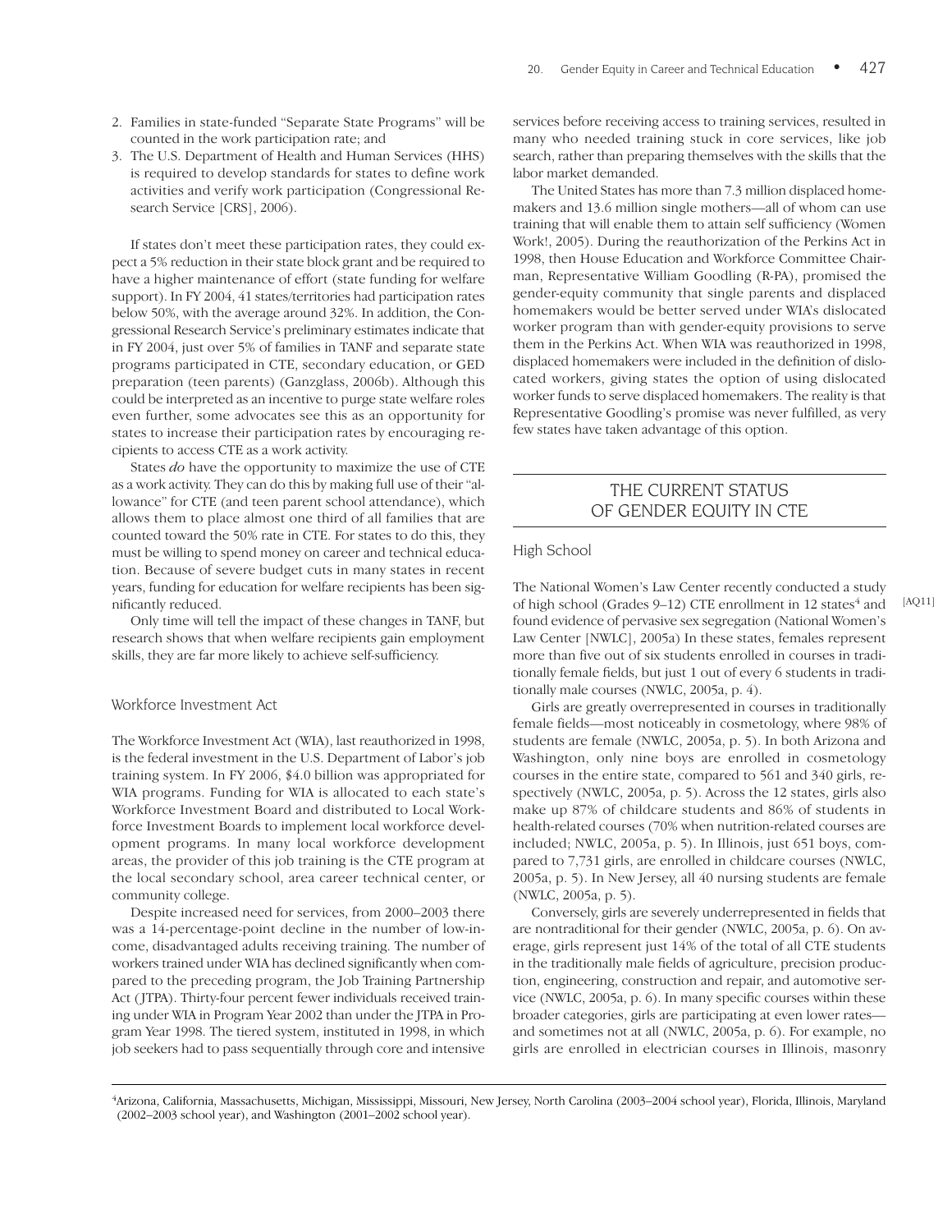2. Families in state-funded "Separate State Programs" will be counted in the work participation rate; and
3. The U.S. Department of Health and Human Services (HHS) is required to develop standards for states to define work activities and verify work participation (Congressional Research Service [CRS], 2006).

If states don't meet these participation rates, they could expect a 5% reduction in their state block grant and be required to have a higher maintenance of effort (state funding for welfare support). In FY 2004, 41 states/territories had participation rates below 50%, with the average around 32%. In addition, the Congressional Research Service's preliminary estimates indicate that in FY 2004, just over 5% of families in TANF and separate state programs participated in CTE, secondary education, or GED preparation (teen parents) (Ganzglass, 2006b). Although this could be interpreted as an incentive to purge state welfare roles even further, some advocates see this as an opportunity for states to increase their participation rates by encouraging recipients to access CTE as a work activity.

States *do* have the opportunity to maximize the use of CTE as a work activity. They can do this by making full use of their "allowance" for CTE (and teen parent school attendance), which allows them to place almost one third of all families that are counted toward the 50% rate in CTE. For states to do this, they must be willing to spend money on career and technical education. Because of severe budget cuts in many states in recent years, funding for education for welfare recipients has been significantly reduced.

Only time will tell the impact of these changes in TANF, but research shows that when welfare recipients gain employment skills, they are far more likely to achieve self-sufficiency.

### Workforce Investment Act

The Workforce Investment Act (WIA), last reauthorized in 1998, is the federal investment in the U.S. Department of Labor's job training system. In FY 2006, $4.0 billion was appropriated for WIA programs. Funding for WIA is allocated to each state's Workforce Investment Board and distributed to Local Workforce Investment Boards to implement local workforce development programs. In many local workforce development areas, the provider of this job training is the CTE program at the local secondary school, area career technical center, or community college.

Despite increased need for services, from 2000–2003 there was a 14-percentage-point decline in the number of low-income, disadvantaged adults receiving training. The number of workers trained under WIA has declined significantly when compared to the preceding program, the Job Training Partnership Act (JTPA). Thirty-four percent fewer individuals received training under WIA in Program Year 2002 than under the JTPA in Program Year 1998. The tiered system, instituted in 1998, in which job seekers had to pass sequentially through core and intensive services before receiving access to training services, resulted in many who needed training stuck in core services, like job search, rather than preparing themselves with the skills that the labor market demanded.

The United States has more than 7.3 million displaced homemakers and 13.6 million single mothers—all of whom can use training that will enable them to attain self sufficiency (Women Work!, 2005). During the reauthorization of the Perkins Act in 1998, then House Education and Workforce Committee Chairman, Representative William Goodling (R-PA), promised the gender-equity community that single parents and displaced homemakers would be better served under WIA's dislocated worker program than with gender-equity provisions to serve them in the Perkins Act. When WIA was reauthorized in 1998, displaced homemakers were included in the definition of dislocated workers, giving states the option of using dislocated worker funds to serve displaced homemakers. The reality is that Representative Goodling's promise was never fulfilled, as very few states have taken advantage of this option.

## THE CURRENT STATUS OF GENDER EQUITY IN CTE

### High School

The National Women's Law Center recently conducted a study of high school (Grades 9–12) CTE enrollment in 12 states[4] and found evidence of pervasive sex segregation (National Women's Law Center [NWLC], 2005a) In these states, females represent more than five out of six students enrolled in courses in traditionally female fields, but just 1 out of every 6 students in traditionally male courses (NWLC, 2005a, p. 4).

Girls are greatly overrepresented in courses in traditionally female fields—most noticeably in cosmetology, where 98% of students are female (NWLC, 2005a, p. 5). In both Arizona and Washington, only nine boys are enrolled in cosmetology courses in the entire state, compared to 561 and 340 girls, respectively (NWLC, 2005a, p. 5). Across the 12 states, girls also make up 87% of childcare students and 86% of students in health-related courses (70% when nutrition-related courses are included; NWLC, 2005a, p. 5). In Illinois, just 651 boys, compared to 7,731 girls, are enrolled in childcare courses (NWLC, 2005a, p. 5). In New Jersey, all 40 nursing students are female (NWLC, 2005a, p. 5).

Conversely, girls are severely underrepresented in fields that are nontraditional for their gender (NWLC, 2005a, p. 6). On average, girls represent just 14% of the total of all CTE students in the traditionally male fields of agriculture, precision production, engineering, construction and repair, and automotive service (NWLC, 2005a, p. 6). In many specific courses within these broader categories, girls are participating at even lower rates—and sometimes not at all (NWLC, 2005a, p. 6). For example, no girls are enrolled in electrician courses in Illinois, masonry

[4]Arizona, California, Massachusetts, Michigan, Mississippi, Missouri, New Jersey, North Carolina (2003–2004 school year), Florida, Illinois, Maryland (2002–2003 school year), and Washington (2001–2002 school year).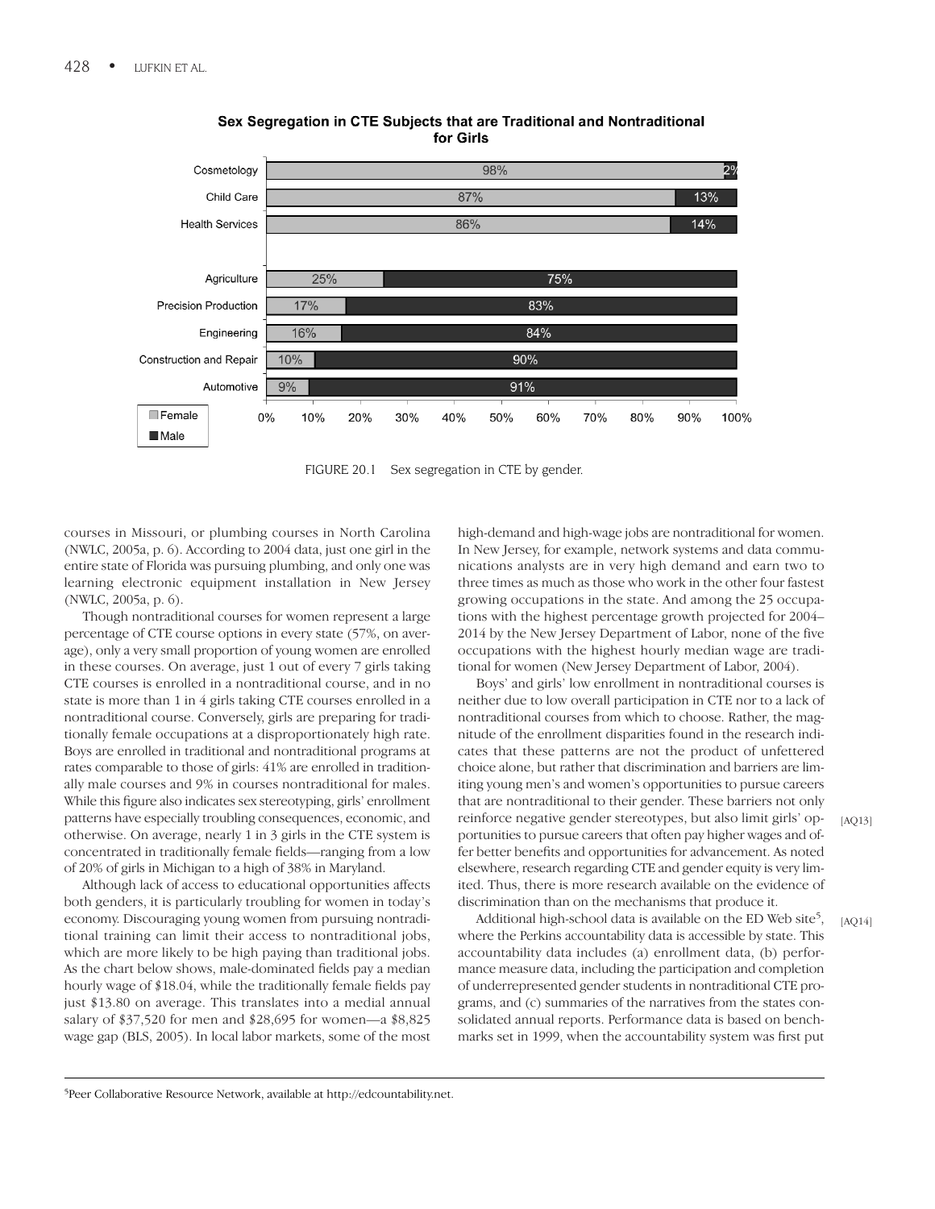**Sex Segregation in CTE Subjects that are Traditional and Nontraditional for Girls**

| Subject | Female | Male |
|---|---|---|
| Cosmetology | 98% | 2% |
| Child Care | 87% | 13% |
| Health Services | 86% | 14% |
| Agriculture | 25% | 75% |
| Precision Production | 17% | 83% |
| Engineering | 16% | 84% |
| Construction and Repair | 10% | 90% |
| Automotive | 9% | 91% |

FIGURE 20.1 Sex segregation in CTE by gender.

courses in Missouri, or plumbing courses in North Carolina (NWLC, 2005a, p. 6). According to 2004 data, just one girl in the entire state of Florida was pursuing plumbing, and only one was learning electronic equipment installation in New Jersey (NWLC, 2005a, p. 6).

Though nontraditional courses for women represent a large percentage of CTE course options in every state (57%, on average), only a very small proportion of young women are enrolled in these courses. On average, just 1 out of every 7 girls taking CTE courses is enrolled in a nontraditional course, and in no state is more than 1 in 4 girls taking CTE courses enrolled in a nontraditional course. Conversely, girls are preparing for traditionally female occupations at a disproportionately high rate. Boys are enrolled in traditional and nontraditional programs at rates comparable to those of girls: 41% are enrolled in traditionally male courses and 9% in courses nontraditional for males. While this figure also indicates sex stereotyping, girls' enrollment patterns have especially troubling consequences, economic, and otherwise. On average, nearly 1 in 3 girls in the CTE system is concentrated in traditionally female fields—ranging from a low of 20% of girls in Michigan to a high of 38% in Maryland.

Although lack of access to educational opportunities affects both genders, it is particularly troubling for women in today's economy. Discouraging young women from pursuing nontraditional training can limit their access to nontraditional jobs, which are more likely to be high paying than traditional jobs. As the chart below shows, male-dominated fields pay a median hourly wage of $18.04, while the traditionally female fields pay just $13.80 on average. This translates into a medial annual salary of $37,520 for men and $28,695 for women—a $8,825 wage gap (BLS, 2005). In local labor markets, some of the most high-demand and high-wage jobs are nontraditional for women. In New Jersey, for example, network systems and data communications analysts are in very high demand and earn two to three times as much as those who work in the other four fastest growing occupations in the state. And among the 25 occupations with the highest percentage growth projected for 2004–2014 by the New Jersey Department of Labor, none of the five occupations with the highest hourly median wage are traditional for women (New Jersey Department of Labor, 2004).

Boys' and girls' low enrollment in nontraditional courses is neither due to low overall participation in CTE nor to a lack of nontraditional courses from which to choose. Rather, the magnitude of the enrollment disparities found in the research indicates that these patterns are not the product of unfettered choice alone, but rather that discrimination and barriers are limiting young men's and women's opportunities to pursue careers that are nontraditional to their gender. These barriers not only reinforce negative gender stereotypes, but also limit girls' opportunities to pursue careers that often pay higher wages and offer better benefits and opportunities for advancement. As noted elsewhere, research regarding CTE and gender equity is very limited. Thus, there is more research available on the evidence of discrimination than on the mechanisms that produce it. [AQ13]

Additional high-school data is available on the ED Web site[5], where the Perkins accountability data is accessible by state. This accountability data includes (a) enrollment data, (b) performance measure data, including the participation and completion of underrepresented gender students in nontraditional CTE programs, and (c) summaries of the narratives from the states consolidated annual reports. Performance data is based on benchmarks set in 1999, when the accountability system was first put [AQ14]

[5]Peer Collaborative Resource Network, available at http://edcountability.net.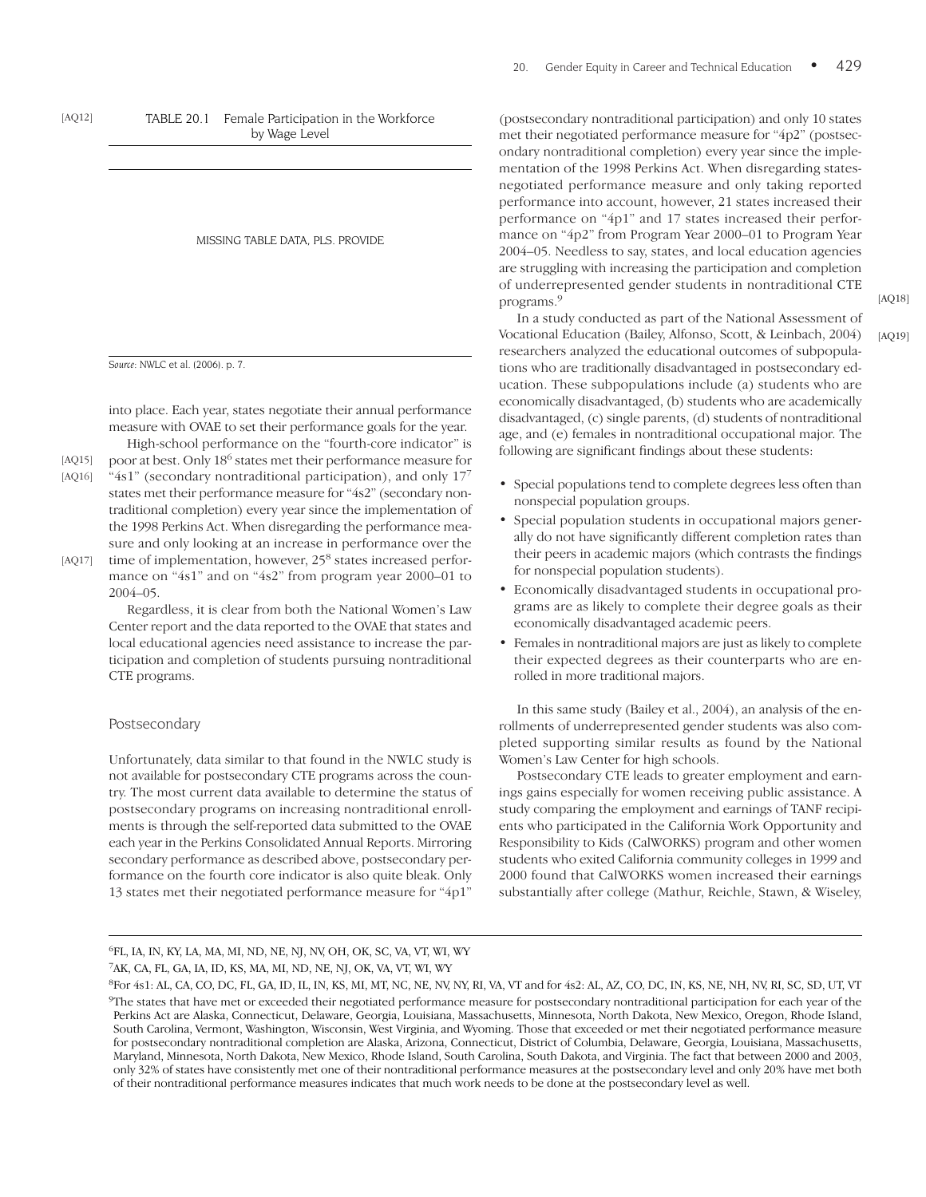[AQ12] TABLE 20.1 Female Participation in the Workforce by Wage Level

MISSING TABLE DATA, PLS. PROVIDE

*Source*: NWLC et al. (2006). p. 7.

into place. Each year, states negotiate their annual performance measure with OVAE to set their performance goals for the year.

High-school performance on the "fourth-core indicator" is poor at best. Only 18[6] states met their performance measure for "4s1" (secondary nontraditional participation), and only 17[7] states met their performance measure for "4s2" (secondary nontraditional completion) every year since the implementation of the 1998 Perkins Act. When disregarding the performance measure and only looking at an increase in performance over the time of implementation, however, 25[8] states increased performance on "4s1" and on "4s2" from program year 2000–01 to 2004–05. [AQ15] [AQ16] [AQ17]

Regardless, it is clear from both the National Women's Law Center report and the data reported to the OVAE that states and local educational agencies need assistance to increase the participation and completion of students pursuing nontraditional CTE programs.

## Postsecondary

Unfortunately, data similar to that found in the NWLC study is not available for postsecondary CTE programs across the country. The most current data available to determine the status of postsecondary programs on increasing nontraditional enrollments is through the self-reported data submitted to the OVAE each year in the Perkins Consolidated Annual Reports. Mirroring secondary performance as described above, postsecondary performance on the fourth core indicator is also quite bleak. Only 13 states met their negotiated performance measure for "4p1" (postsecondary nontraditional participation) and only 10 states met their negotiated performance measure for "4p2" (postsecondary nontraditional completion) every year since the implementation of the 1998 Perkins Act. When disregarding states-negotiated performance measure and only taking reported performance into account, however, 21 states increased their performance on "4p1" and 17 states increased their performance on "4p2" from Program Year 2000–01 to Program Year 2004–05. Needless to say, states, and local education agencies are struggling with increasing the participation and completion of underrepresented gender students in nontraditional CTE programs.[9] [AQ18]

In a study conducted as part of the National Assessment of Vocational Education (Bailey, Alfonso, Scott, & Leinbach, 2004) researchers analyzed the educational outcomes of subpopulations who are traditionally disadvantaged in postsecondary education. These subpopulations include (a) students who are economically disadvantaged, (b) students who are academically disadvantaged, (c) single parents, (d) students of nontraditional age, and (e) females in nontraditional occupational major. The following are significant findings about these students: [AQ19]

- Special populations tend to complete degrees less often than nonspecial population groups.
- Special population students in occupational majors generally do not have significantly different completion rates than their peers in academic majors (which contrasts the findings for nonspecial population students).
- Economically disadvantaged students in occupational programs are as likely to complete their degree goals as their economically disadvantaged academic peers.
- Females in nontraditional majors are just as likely to complete their expected degrees as their counterparts who are enrolled in more traditional majors.

In this same study (Bailey et al., 2004), an analysis of the enrollments of underrepresented gender students was also completed supporting similar results as found by the National Women's Law Center for high schools.

Postsecondary CTE leads to greater employment and earnings gains especially for women receiving public assistance. A study comparing the employment and earnings of TANF recipients who participated in the California Work Opportunity and Responsibility to Kids (CalWORKS) program and other women students who exited California community colleges in 1999 and 2000 found that CalWORKS women increased their earnings substantially after college (Mathur, Reichle, Stawn, & Wiseley,

---

[6] FL, IA, IN, KY, LA, MA, MI, ND, NE, NJ, NV, OH, OK, SC, VA, VT, WI, WY

[7] AK, CA, FL, GA, IA, ID, KS, MA, MI, ND, NE, NJ, OK, VA, VT, WI, WY

[8] For 4s1: AL, CA, CO, DC, FL, GA, ID, IL, IN, KS, MI, MT, NC, NE, NV, NY, RI, VA, VT and for 4s2: AL, AZ, CO, DC, IN, KS, NE, NH, NV, RI, SC, SD, UT, VT

[9] The states that have met or exceeded their negotiated performance measure for postsecondary nontraditional participation for each year of the Perkins Act are Alaska, Connecticut, Delaware, Georgia, Louisiana, Massachusetts, Minnesota, North Dakota, New Mexico, Oregon, Rhode Island, South Carolina, Vermont, Washington, Wisconsin, West Virginia, and Wyoming. Those that exceeded or met their negotiated performance measure for postsecondary nontraditional completion are Alaska, Arizona, Connecticut, District of Columbia, Delaware, Georgia, Louisiana, Massachusetts, Maryland, Minnesota, North Dakota, New Mexico, Rhode Island, South Carolina, South Dakota, and Virginia. The fact that between 2000 and 2003, only 32% of states have consistently met one of their nontraditional performance measures at the postsecondary level and only 20% have met both of their nontraditional performance measures indicates that much work needs to be done at the postsecondary level as well.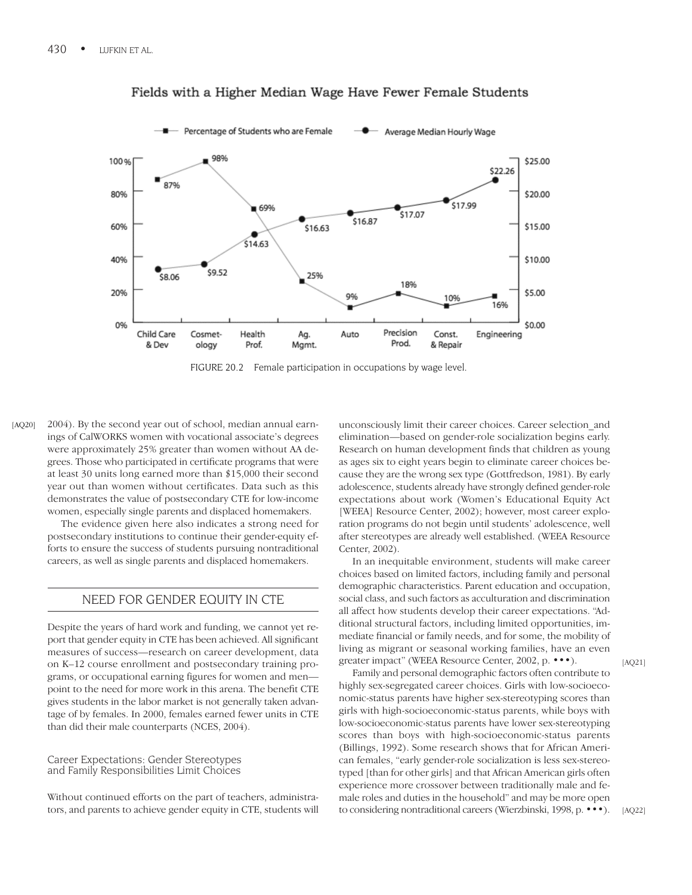Fields with a Higher Median Wage Have Fewer Female Students

FIGURE 20.2 Female participation in occupations by wage level.

[AQ20] 2004). By the second year out of school, median annual earnings of CalWORKS women with vocational associate's degrees were approximately 25% greater than women without AA degrees. Those who participated in certificate programs that were at least 30 units long earned more than $15,000 their second year out than women without certificates. Data such as this demonstrates the value of postsecondary CTE for low-income women, especially single parents and displaced homemakers.

The evidence given here also indicates a strong need for postsecondary institutions to continue their gender-equity efforts to ensure the success of students pursuing nontraditional careers, as well as single parents and displaced homemakers.

## NEED FOR GENDER EQUITY IN CTE

Despite the years of hard work and funding, we cannot yet report that gender equity in CTE has been achieved. All significant measures of success—research on career development, data on K–12 course enrollment and postsecondary training programs, or occupational earning figures for women and men—point to the need for more work in this arena. The benefit CTE gives students in the labor market is not generally taken advantage of by females. In 2000, females earned fewer units in CTE than did their male counterparts (NCES, 2004).

### Career Expectations: Gender Stereotypes and Family Responsibilities Limit Choices

Without continued efforts on the part of teachers, administrators, and parents to achieve gender equity in CTE, students will unconsciously limit their career choices. Career selection_and elimination—based on gender-role socialization begins early. Research on human development finds that children as young as ages six to eight years begin to eliminate career choices because they are the wrong sex type (Gottfredson, 1981). By early adolescence, students already have strongly defined gender-role expectations about work (Women's Educational Equity Act [WEEA] Resource Center, 2002); however, most career exploration programs do not begin until students' adolescence, well after stereotypes are already well established. (WEEA Resource Center, 2002).

In an inequitable environment, students will make career choices based on limited factors, including family and personal demographic characteristics. Parent education and occupation, social class, and such factors as acculturation and discrimination all affect how students develop their career expectations. "Additional structural factors, including limited opportunities, immediate financial or family needs, and for some, the mobility of living as migrant or seasonal working families, have an even greater impact" (WEEA Resource Center, 2002, p. •••). [AQ21]

Family and personal demographic factors often contribute to highly sex-segregated career choices. Girls with low-socioeconomic-status parents have higher sex-stereotyping scores than girls with high-socioeconomic-status parents, while boys with low-socioeconomic-status parents have lower sex-stereotyping scores than boys with high-socioeconomic-status parents (Billings, 1992). Some research shows that for African American females, "early gender-role socialization is less sex-stereotyped [than for other girls] and that African American girls often experience more crossover between traditionally male and female roles and duties in the household" and may be more open to considering nontraditional careers (Wierzbinski, 1998, p. •••). [AQ22]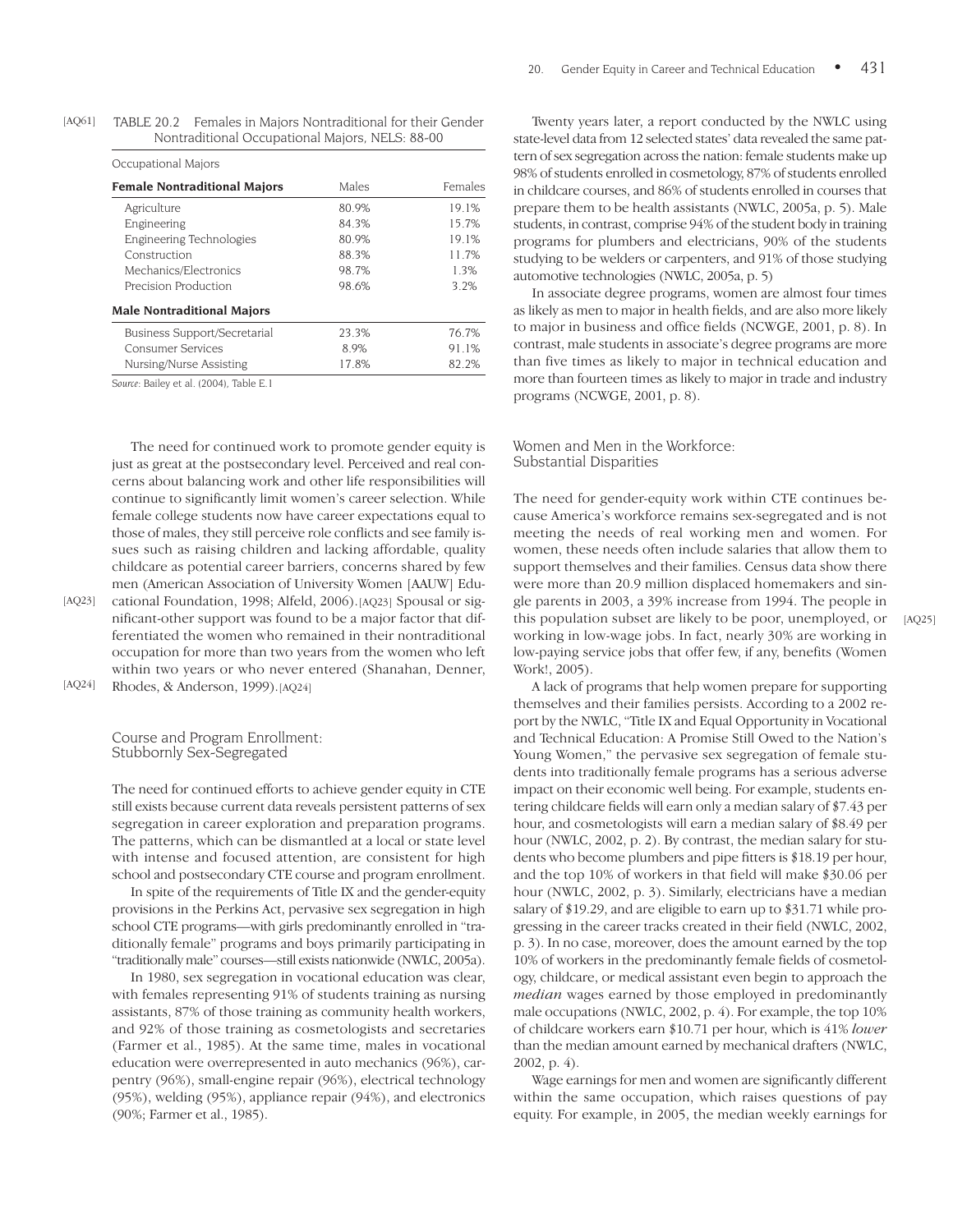[AQ61] TABLE 20.2 Females in Majors Nontraditional for their Gender Nontraditional Occupational Majors, NELS: 88-00

| Occupational Majors | | |
|---|---|---|
| **Female Nontraditional Majors** | Males | Females |
| Agriculture | 80.9% | 19.1% |
| Engineering | 84.3% | 15.7% |
| Engineering Technologies | 80.9% | 19.1% |
| Construction | 88.3% | 11.7% |
| Mechanics/Electronics | 98.7% | 1.3% |
| Precision Production | 98.6% | 3.2% |
| **Male Nontraditional Majors** | | |
| Business Support/Secretarial | 23.3% | 76.7% |
| Consumer Services | 8.9% | 91.1% |
| Nursing/Nurse Assisting | 17.8% | 82.2% |

*Source:* Bailey et al. (2004), Table E.1

The need for continued work to promote gender equity is just as great at the postsecondary level. Perceived and real concerns about balancing work and other life responsibilities will continue to significantly limit women's career selection. While female college students now have career expectations equal to those of males, they still perceive role conflicts and see family issues such as raising children and lacking affordable, quality childcare as potential career barriers, concerns shared by few men (American Association of University Women [AAUW] Educational Foundation, 1998; Alfeld, 2006).[AQ23] Spousal or significant-other support was found to be a major factor that differentiated the women who remained in their nontraditional occupation for more than two years from the women who left within two years or who never entered (Shanahan, Denner, Rhodes, & Anderson, 1999).[AQ24]

## Course and Program Enrollment: Stubbornly Sex-Segregated

The need for continued efforts to achieve gender equity in CTE still exists because current data reveals persistent patterns of sex segregation in career exploration and preparation programs. The patterns, which can be dismantled at a local or state level with intense and focused attention, are consistent for high school and postsecondary CTE course and program enrollment.

In spite of the requirements of Title IX and the gender-equity provisions in the Perkins Act, pervasive sex segregation in high school CTE programs—with girls predominantly enrolled in "traditionally female" programs and boys primarily participating in "traditionally male" courses—still exists nationwide (NWLC, 2005a).

In 1980, sex segregation in vocational education was clear, with females representing 91% of students training as nursing assistants, 87% of those training as community health workers, and 92% of those training as cosmetologists and secretaries (Farmer et al., 1985). At the same time, males in vocational education were overrepresented in auto mechanics (96%), carpentry (96%), small-engine repair (96%), electrical technology (95%), welding (95%), appliance repair (94%), and electronics (90%; Farmer et al., 1985).

Twenty years later, a report conducted by the NWLC using state-level data from 12 selected states' data revealed the same pattern of sex segregation across the nation: female students make up 98% of students enrolled in cosmetology, 87% of students enrolled in childcare courses, and 86% of students enrolled in courses that prepare them to be health assistants (NWLC, 2005a, p. 5). Male students, in contrast, comprise 94% of the student body in training programs for plumbers and electricians, 90% of the students studying to be welders or carpenters, and 91% of those studying automotive technologies (NWLC, 2005a, p. 5)

In associate degree programs, women are almost four times as likely as men to major in health fields, and are also more likely to major in business and office fields (NCWGE, 2001, p. 8). In contrast, male students in associate's degree programs are more than five times as likely to major in technical education and more than fourteen times as likely to major in trade and industry programs (NCWGE, 2001, p. 8).

## Women and Men in the Workforce: Substantial Disparities

The need for gender-equity work within CTE continues because America's workforce remains sex-segregated and is not meeting the needs of real working men and women. For women, these needs often include salaries that allow them to support themselves and their families. Census data show there were more than 20.9 million displaced homemakers and single parents in 2003, a 39% increase from 1994. The people in this population subset are likely to be poor, unemployed, or working in low-wage jobs. In fact, nearly 30% are working in low-paying service jobs that offer few, if any, benefits (Women Work!, 2005). [AQ25]

A lack of programs that help women prepare for supporting themselves and their families persists. According to a 2002 report by the NWLC, "Title IX and Equal Opportunity in Vocational and Technical Education: A Promise Still Owed to the Nation's Young Women," the pervasive sex segregation of female students into traditionally female programs has a serious adverse impact on their economic well being. For example, students entering childcare fields will earn only a median salary of $7.43 per hour, and cosmetologists will earn a median salary of $8.49 per hour (NWLC, 2002, p. 2). By contrast, the median salary for students who become plumbers and pipe fitters is $18.19 per hour, and the top 10% of workers in that field will make $30.06 per hour (NWLC, 2002, p. 3). Similarly, electricians have a median salary of $19.29, and are eligible to earn up to $31.71 while progressing in the career tracks created in their field (NWLC, 2002, p. 3). In no case, moreover, does the amount earned by the top 10% of workers in the predominantly female fields of cosmetology, childcare, or medical assistant even begin to approach the *median* wages earned by those employed in predominantly male occupations (NWLC, 2002, p. 4). For example, the top 10% of childcare workers earn $10.71 per hour, which is 41% *lower* than the median amount earned by mechanical drafters (NWLC, 2002, p. 4).

Wage earnings for men and women are significantly different within the same occupation, which raises questions of pay equity. For example, in 2005, the median weekly earnings for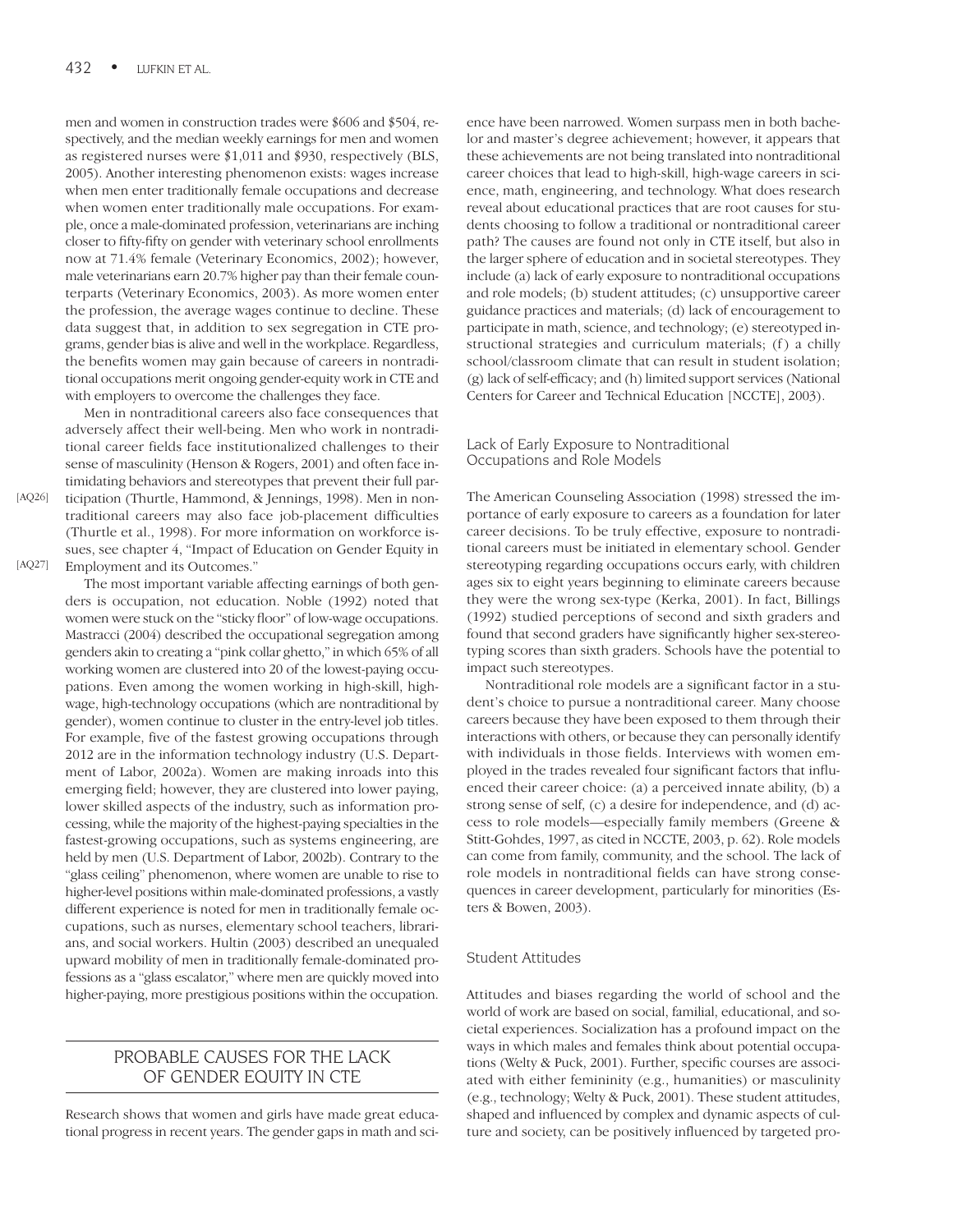men and women in construction trades were $606 and $504, respectively, and the median weekly earnings for men and women as registered nurses were $1,011 and $930, respectively (BLS, 2005). Another interesting phenomenon exists: wages increase when men enter traditionally female occupations and decrease when women enter traditionally male occupations. For example, once a male-dominated profession, veterinarians are inching closer to fifty-fifty on gender with veterinary school enrollments now at 71.4% female (Veterinary Economics, 2002); however, male veterinarians earn 20.7% higher pay than their female counterparts (Veterinary Economics, 2003). As more women enter the profession, the average wages continue to decline. These data suggest that, in addition to sex segregation in CTE programs, gender bias is alive and well in the workplace. Regardless, the benefits women may gain because of careers in nontraditional occupations merit ongoing gender-equity work in CTE and with employers to overcome the challenges they face.

Men in nontraditional careers also face consequences that adversely affect their well-being. Men who work in nontraditional career fields face institutionalized challenges to their sense of masculinity (Henson & Rogers, 2001) and often face intimidating behaviors and stereotypes that prevent their full participation (Thurtle, Hammond, & Jennings, 1998). [AQ26] Men in nontraditional careers may also face job-placement difficulties (Thurtle et al., 1998). For more information on workforce issues, see chapter 4, "Impact of Education on Gender Equity in Employment and its Outcomes." [AQ27]

The most important variable affecting earnings of both genders is occupation, not education. Noble (1992) noted that women were stuck on the "sticky floor" of low-wage occupations. Mastracci (2004) described the occupational segregation among genders akin to creating a "pink collar ghetto," in which 65% of all working women are clustered into 20 of the lowest-paying occupations. Even among the women working in high-skill, high-wage, high-technology occupations (which are nontraditional by gender), women continue to cluster in the entry-level job titles. For example, five of the fastest growing occupations through 2012 are in the information technology industry (U.S. Department of Labor, 2002a). Women are making inroads into this emerging field; however, they are clustered into lower paying, lower skilled aspects of the industry, such as information processing, while the majority of the highest-paying specialties in the fastest-growing occupations, such as systems engineering, are held by men (U.S. Department of Labor, 2002b). Contrary to the "glass ceiling" phenomenon, where women are unable to rise to higher-level positions within male-dominated professions, a vastly different experience is noted for men in traditionally female occupations, such as nurses, elementary school teachers, librarians, and social workers. Hultin (2003) described an unequaled upward mobility of men in traditionally female-dominated professions as a "glass escalator," where men are quickly moved into higher-paying, more prestigious positions within the occupation.

## PROBABLE CAUSES FOR THE LACK OF GENDER EQUITY IN CTE

Research shows that women and girls have made great educational progress in recent years. The gender gaps in math and science have been narrowed. Women surpass men in both bachelor and master's degree achievement; however, it appears that these achievements are not being translated into nontraditional career choices that lead to high-skill, high-wage careers in science, math, engineering, and technology. What does research reveal about educational practices that are root causes for students choosing to follow a traditional or nontraditional career path? The causes are found not only in CTE itself, but also in the larger sphere of education and in societal stereotypes. They include (a) lack of early exposure to nontraditional occupations and role models; (b) student attitudes; (c) unsupportive career guidance practices and materials; (d) lack of encouragement to participate in math, science, and technology; (e) stereotyped instructional strategies and curriculum materials; (f) a chilly school/classroom climate that can result in student isolation; (g) lack of self-efficacy; and (h) limited support services (National Centers for Career and Technical Education [NCCTE], 2003).

### Lack of Early Exposure to Nontraditional Occupations and Role Models

The American Counseling Association (1998) stressed the importance of early exposure to careers as a foundation for later career decisions. To be truly effective, exposure to nontraditional careers must be initiated in elementary school. Gender stereotyping regarding occupations occurs early, with children ages six to eight years beginning to eliminate careers because they were the wrong sex-type (Kerka, 2001). In fact, Billings (1992) studied perceptions of second and sixth graders and found that second graders have significantly higher sex-stereotyping scores than sixth graders. Schools have the potential to impact such stereotypes.

Nontraditional role models are a significant factor in a student's choice to pursue a nontraditional career. Many choose careers because they have been exposed to them through their interactions with others, or because they can personally identify with individuals in those fields. Interviews with women employed in the trades revealed four significant factors that influenced their career choice: (a) a perceived innate ability, (b) a strong sense of self, (c) a desire for independence, and (d) access to role models—especially family members (Greene & Stitt-Gohdes, 1997, as cited in NCCTE, 2003, p. 62). Role models can come from family, community, and the school. The lack of role models in nontraditional fields can have strong consequences in career development, particularly for minorities (Esters & Bowen, 2003).

### Student Attitudes

Attitudes and biases regarding the world of school and the world of work are based on social, familial, educational, and societal experiences. Socialization has a profound impact on the ways in which males and females think about potential occupations (Welty & Puck, 2001). Further, specific courses are associated with either femininity (e.g., humanities) or masculinity (e.g., technology; Welty & Puck, 2001). These student attitudes, shaped and influenced by complex and dynamic aspects of culture and society, can be positively influenced by targeted pro-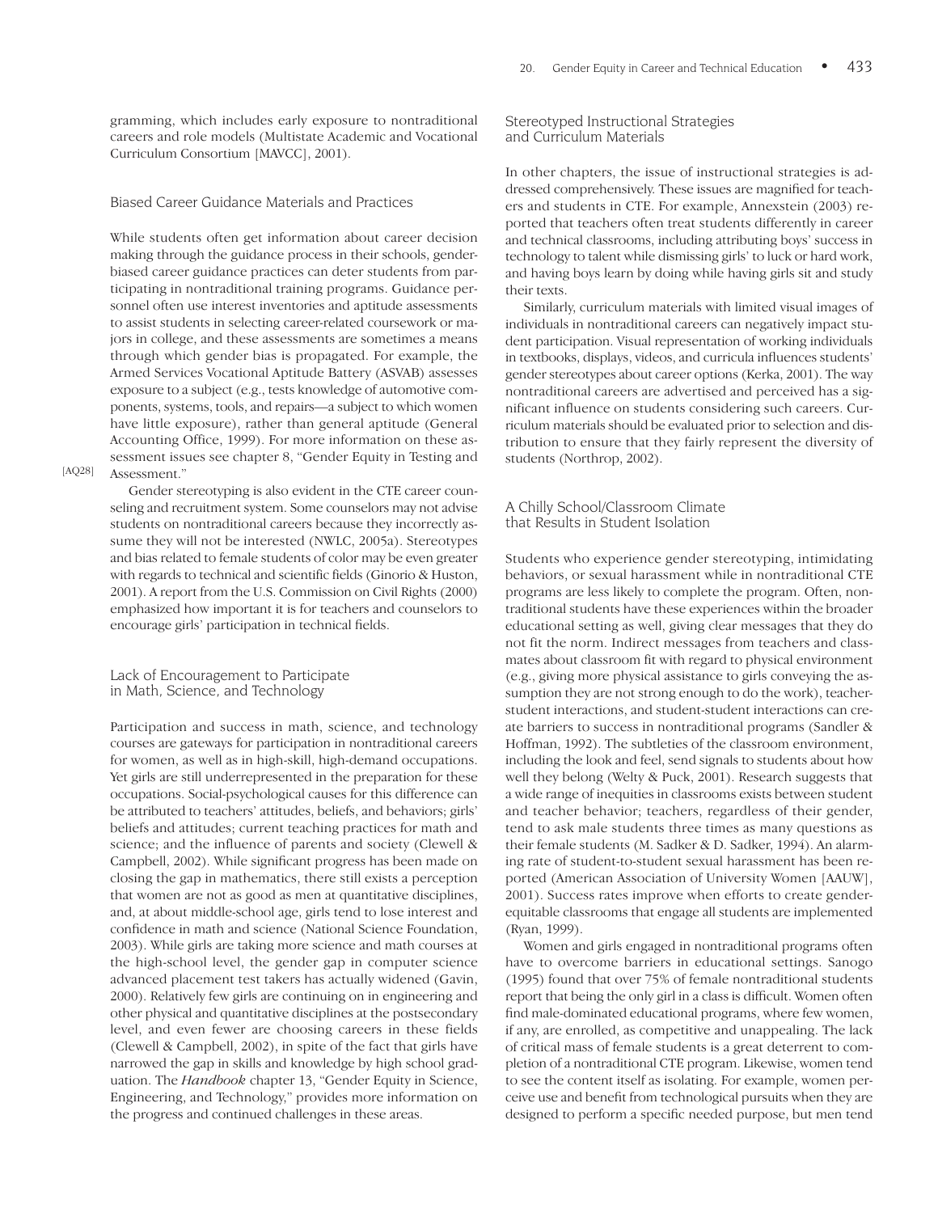gramming, which includes early exposure to nontraditional careers and role models (Multistate Academic and Vocational Curriculum Consortium [MAVCC], 2001).

### Biased Career Guidance Materials and Practices

While students often get information about career decision making through the guidance process in their schools, gender-biased career guidance practices can deter students from participating in nontraditional training programs. Guidance personnel often use interest inventories and aptitude assessments to assist students in selecting career-related coursework or majors in college, and these assessments are sometimes a means through which gender bias is propagated. For example, the Armed Services Vocational Aptitude Battery (ASVAB) assesses exposure to a subject (e.g., tests knowledge of automotive components, systems, tools, and repairs—a subject to which women have little exposure), rather than general aptitude (General Accounting Office, 1999). For more information on these assessment issues see chapter 8, "Gender Equity in Testing and Assessment."

[AQ28]

Gender stereotyping is also evident in the CTE career counseling and recruitment system. Some counselors may not advise students on nontraditional careers because they incorrectly assume they will not be interested (NWLC, 2005a). Stereotypes and bias related to female students of color may be even greater with regards to technical and scientific fields (Ginorio & Huston, 2001). A report from the U.S. Commission on Civil Rights (2000) emphasized how important it is for teachers and counselors to encourage girls' participation in technical fields.

### Lack of Encouragement to Participate in Math, Science, and Technology

Participation and success in math, science, and technology courses are gateways for participation in nontraditional careers for women, as well as in high-skill, high-demand occupations. Yet girls are still underrepresented in the preparation for these occupations. Social-psychological causes for this difference can be attributed to teachers' attitudes, beliefs, and behaviors; girls' beliefs and attitudes; current teaching practices for math and science; and the influence of parents and society (Clewell & Campbell, 2002). While significant progress has been made on closing the gap in mathematics, there still exists a perception that women are not as good as men at quantitative disciplines, and, at about middle-school age, girls tend to lose interest and confidence in math and science (National Science Foundation, 2003). While girls are taking more science and math courses at the high-school level, the gender gap in computer science advanced placement test takers has actually widened (Gavin, 2000). Relatively few girls are continuing on in engineering and other physical and quantitative disciplines at the postsecondary level, and even fewer are choosing careers in these fields (Clewell & Campbell, 2002), in spite of the fact that girls have narrowed the gap in skills and knowledge by high school graduation. The *Handbook* chapter 13, "Gender Equity in Science, Engineering, and Technology," provides more information on the progress and continued challenges in these areas.

### Stereotyped Instructional Strategies and Curriculum Materials

In other chapters, the issue of instructional strategies is addressed comprehensively. These issues are magnified for teachers and students in CTE. For example, Annexstein (2003) reported that teachers often treat students differently in career and technical classrooms, including attributing boys' success in technology to talent while dismissing girls' to luck or hard work, and having boys learn by doing while having girls sit and study their texts.

Similarly, curriculum materials with limited visual images of individuals in nontraditional careers can negatively impact student participation. Visual representation of working individuals in textbooks, displays, videos, and curricula influences students' gender stereotypes about career options (Kerka, 2001). The way nontraditional careers are advertised and perceived has a significant influence on students considering such careers. Curriculum materials should be evaluated prior to selection and distribution to ensure that they fairly represent the diversity of students (Northrop, 2002).

### A Chilly School/Classroom Climate that Results in Student Isolation

Students who experience gender stereotyping, intimidating behaviors, or sexual harassment while in nontraditional CTE programs are less likely to complete the program. Often, nontraditional students have these experiences within the broader educational setting as well, giving clear messages that they do not fit the norm. Indirect messages from teachers and classmates about classroom fit with regard to physical environment (e.g., giving more physical assistance to girls conveying the assumption they are not strong enough to do the work), teacher-student interactions, and student-student interactions can create barriers to success in nontraditional programs (Sandler & Hoffman, 1992). The subtleties of the classroom environment, including the look and feel, send signals to students about how well they belong (Welty & Puck, 2001). Research suggests that a wide range of inequities in classrooms exists between student and teacher behavior; teachers, regardless of their gender, tend to ask male students three times as many questions as their female students (M. Sadker & D. Sadker, 1994). An alarming rate of student-to-student sexual harassment has been reported (American Association of University Women [AAUW], 2001). Success rates improve when efforts to create gender-equitable classrooms that engage all students are implemented (Ryan, 1999).

Women and girls engaged in nontraditional programs often have to overcome barriers in educational settings. Sanogo (1995) found that over 75% of female nontraditional students report that being the only girl in a class is difficult. Women often find male-dominated educational programs, where few women, if any, are enrolled, as competitive and unappealing. The lack of critical mass of female students is a great deterrent to completion of a nontraditional CTE program. Likewise, women tend to see the content itself as isolating. For example, women perceive use and benefit from technological pursuits when they are designed to perform a specific needed purpose, but men tend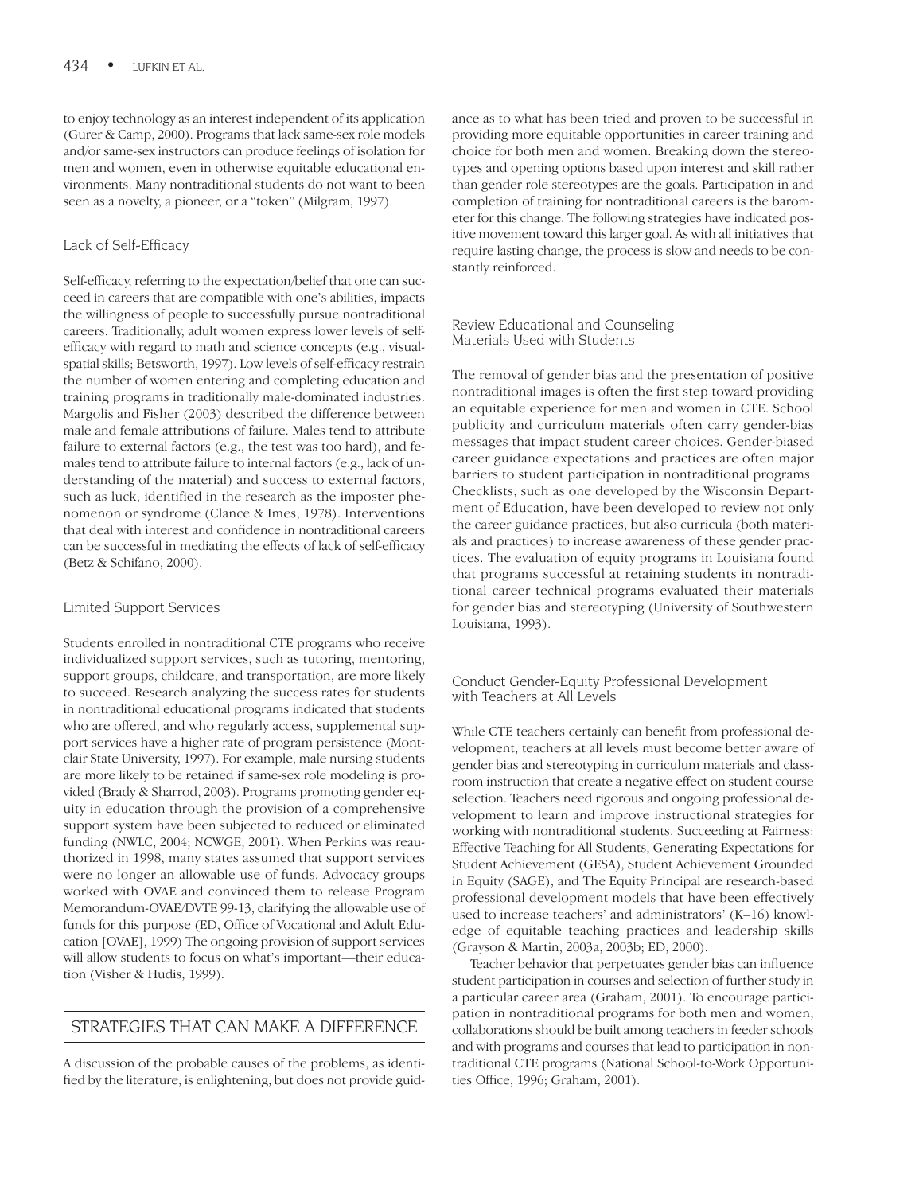to enjoy technology as an interest independent of its application (Gurer & Camp, 2000). Programs that lack same-sex role models and/or same-sex instructors can produce feelings of isolation for men and women, even in otherwise equitable educational environments. Many nontraditional students do not want to been seen as a novelty, a pioneer, or a "token" (Milgram, 1997).

### Lack of Self-Efficacy

Self-efficacy, referring to the expectation/belief that one can succeed in careers that are compatible with one's abilities, impacts the willingness of people to successfully pursue nontraditional careers. Traditionally, adult women express lower levels of self-efficacy with regard to math and science concepts (e.g., visual-spatial skills; Betsworth, 1997). Low levels of self-efficacy restrain the number of women entering and completing education and training programs in traditionally male-dominated industries. Margolis and Fisher (2003) described the difference between male and female attributions of failure. Males tend to attribute failure to external factors (e.g., the test was too hard), and females tend to attribute failure to internal factors (e.g., lack of understanding of the material) and success to external factors, such as luck, identified in the research as the imposter phenomenon or syndrome (Clance & Imes, 1978). Interventions that deal with interest and confidence in nontraditional careers can be successful in mediating the effects of lack of self-efficacy (Betz & Schifano, 2000).

### Limited Support Services

Students enrolled in nontraditional CTE programs who receive individualized support services, such as tutoring, mentoring, support groups, childcare, and transportation, are more likely to succeed. Research analyzing the success rates for students in nontraditional educational programs indicated that students who are offered, and who regularly access, supplemental support services have a higher rate of program persistence (Montclair State University, 1997). For example, male nursing students are more likely to be retained if same-sex role modeling is provided (Brady & Sharrod, 2003). Programs promoting gender equity in education through the provision of a comprehensive support system have been subjected to reduced or eliminated funding (NWLC, 2004; NCWGE, 2001). When Perkins was reauthorized in 1998, many states assumed that support services were no longer an allowable use of funds. Advocacy groups worked with OVAE and convinced them to release Program Memorandum-OVAE/DVTE 99-13, clarifying the allowable use of funds for this purpose (ED, Office of Vocational and Adult Education [OVAE], 1999) The ongoing provision of support services will allow students to focus on what's important—their education (Visher & Hudis, 1999).

## STRATEGIES THAT CAN MAKE A DIFFERENCE

A discussion of the probable causes of the problems, as identified by the literature, is enlightening, but does not provide guidance as to what has been tried and proven to be successful in providing more equitable opportunities in career training and choice for both men and women. Breaking down the stereotypes and opening options based upon interest and skill rather than gender role stereotypes are the goals. Participation in and completion of training for nontraditional careers is the barometer for this change. The following strategies have indicated positive movement toward this larger goal. As with all initiatives that require lasting change, the process is slow and needs to be constantly reinforced.

### Review Educational and Counseling Materials Used with Students

The removal of gender bias and the presentation of positive nontraditional images is often the first step toward providing an equitable experience for men and women in CTE. School publicity and curriculum materials often carry gender-bias messages that impact student career choices. Gender-biased career guidance expectations and practices are often major barriers to student participation in nontraditional programs. Checklists, such as one developed by the Wisconsin Department of Education, have been developed to review not only the career guidance practices, but also curricula (both materials and practices) to increase awareness of these gender practices. The evaluation of equity programs in Louisiana found that programs successful at retaining students in nontraditional career technical programs evaluated their materials for gender bias and stereotyping (University of Southwestern Louisiana, 1993).

### Conduct Gender-Equity Professional Development with Teachers at All Levels

While CTE teachers certainly can benefit from professional development, teachers at all levels must become better aware of gender bias and stereotyping in curriculum materials and classroom instruction that create a negative effect on student course selection. Teachers need rigorous and ongoing professional development to learn and improve instructional strategies for working with nontraditional students. Succeeding at Fairness: Effective Teaching for All Students, Generating Expectations for Student Achievement (GESA), Student Achievement Grounded in Equity (SAGE), and The Equity Principal are research-based professional development models that have been effectively used to increase teachers' and administrators' (K–16) knowledge of equitable teaching practices and leadership skills (Grayson & Martin, 2003a, 2003b; ED, 2000).

Teacher behavior that perpetuates gender bias can influence student participation in courses and selection of further study in a particular career area (Graham, 2001). To encourage participation in nontraditional programs for both men and women, collaborations should be built among teachers in feeder schools and with programs and courses that lead to participation in nontraditional CTE programs (National School-to-Work Opportunities Office, 1996; Graham, 2001).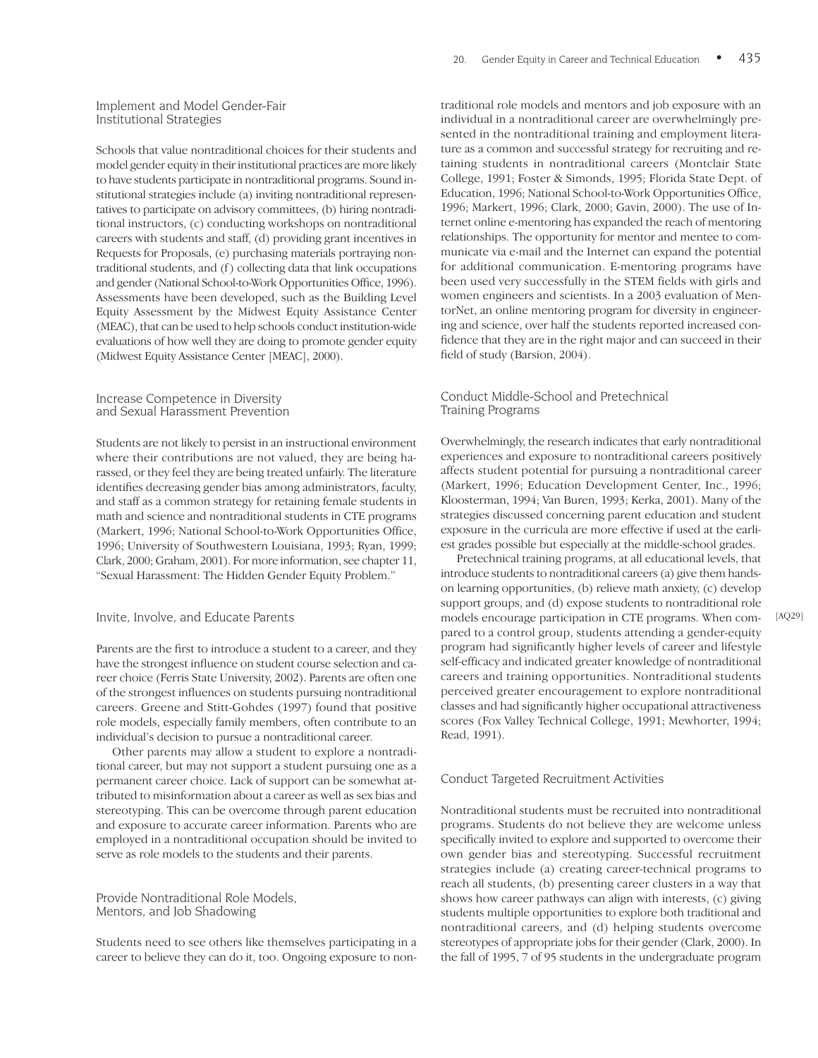### Implement and Model Gender-Fair Institutional Strategies

Schools that value nontraditional choices for their students and model gender equity in their institutional practices are more likely to have students participate in nontraditional programs. Sound institutional strategies include (a) inviting nontraditional representatives to participate on advisory committees, (b) hiring nontraditional instructors, (c) conducting workshops on nontraditional careers with students and staff, (d) providing grant incentives in Requests for Proposals, (e) purchasing materials portraying nontraditional students, and (f) collecting data that link occupations and gender (National School-to-Work Opportunities Office, 1996). Assessments have been developed, such as the Building Level Equity Assessment by the Midwest Equity Assistance Center (MEAC), that can be used to help schools conduct institution-wide evaluations of how well they are doing to promote gender equity (Midwest Equity Assistance Center [MEAC], 2000).

### Increase Competence in Diversity and Sexual Harassment Prevention

Students are not likely to persist in an instructional environment where their contributions are not valued, they are being harassed, or they feel they are being treated unfairly. The literature identifies decreasing gender bias among administrators, faculty, and staff as a common strategy for retaining female students in math and science and nontraditional students in CTE programs (Markert, 1996; National School-to-Work Opportunities Office, 1996; University of Southwestern Louisiana, 1993; Ryan, 1999; Clark, 2000; Graham, 2001). For more information, see chapter 11, "Sexual Harassment: The Hidden Gender Equity Problem."

### Invite, Involve, and Educate Parents

Parents are the first to introduce a student to a career, and they have the strongest influence on student course selection and career choice (Ferris State University, 2002). Parents are often one of the strongest influences on students pursuing nontraditional careers. Greene and Stitt-Gohdes (1997) found that positive role models, especially family members, often contribute to an individual's decision to pursue a nontraditional career.

Other parents may allow a student to explore a nontraditional career, but may not support a student pursuing one as a permanent career choice. Lack of support can be somewhat attributed to misinformation about a career as well as sex bias and stereotyping. This can be overcome through parent education and exposure to accurate career information. Parents who are employed in a nontraditional occupation should be invited to serve as role models to the students and their parents.

### Provide Nontraditional Role Models, Mentors, and Job Shadowing

Students need to see others like themselves participating in a career to believe they can do it, too. Ongoing exposure to nontraditional role models and mentors and job exposure with an individual in a nontraditional career are overwhelmingly presented in the nontraditional training and employment literature as a common and successful strategy for recruiting and retaining students in nontraditional careers (Montclair State College, 1991; Foster & Simonds, 1995; Florida State Dept. of Education, 1996; National School-to-Work Opportunities Office, 1996; Markert, 1996; Clark, 2000; Gavin, 2000). The use of Internet online e-mentoring has expanded the reach of mentoring relationships. The opportunity for mentor and mentee to communicate via e-mail and the Internet can expand the potential for additional communication. E-mentoring programs have been used very successfully in the STEM fields with girls and women engineers and scientists. In a 2003 evaluation of MentorNet, an online mentoring program for diversity in engineering and science, over half the students reported increased confidence that they are in the right major and can succeed in their field of study (Barsion, 2004).

### Conduct Middle-School and Pretechnical Training Programs

Overwhelmingly, the research indicates that early nontraditional experiences and exposure to nontraditional careers positively affects student potential for pursuing a nontraditional career (Markert, 1996; Education Development Center, Inc., 1996; Kloosterman, 1994; Van Buren, 1993; Kerka, 2001). Many of the strategies discussed concerning parent education and student exposure in the curricula are more effective if used at the earliest grades possible but especially at the middle-school grades.

Pretechnical training programs, at all educational levels, that introduce students to nontraditional careers (a) give them hands-on learning opportunities, (b) relieve math anxiety, (c) develop support groups, and (d) expose students to nontraditional role models encourage participation in CTE programs. When compared to a control group, students attending a gender-equity program had significantly higher levels of career and lifestyle self-efficacy and indicated greater knowledge of nontraditional careers and training opportunities. Nontraditional students perceived greater encouragement to explore nontraditional classes and had significantly higher occupational attractiveness scores (Fox Valley Technical College, 1991; Mewhorter, 1994; Read, 1991). [AQ29]

### Conduct Targeted Recruitment Activities

Nontraditional students must be recruited into nontraditional programs. Students do not believe they are welcome unless specifically invited to explore and supported to overcome their own gender bias and stereotyping. Successful recruitment strategies include (a) creating career-technical programs to reach all students, (b) presenting career clusters in a way that shows how career pathways can align with interests, (c) giving students multiple opportunities to explore both traditional and nontraditional careers, and (d) helping students overcome stereotypes of appropriate jobs for their gender (Clark, 2000). In the fall of 1995, 7 of 95 students in the undergraduate program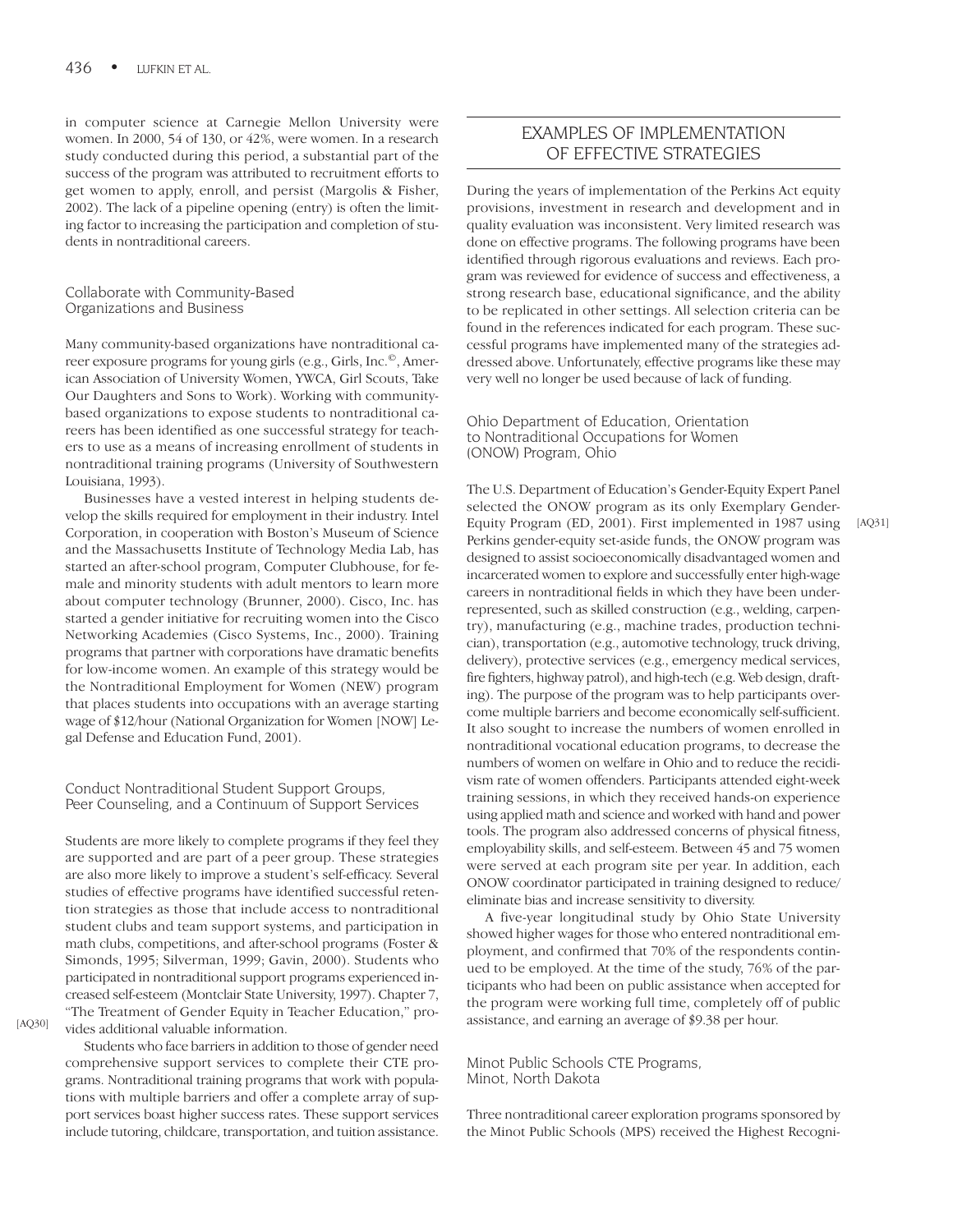in computer science at Carnegie Mellon University were women. In 2000, 54 of 130, or 42%, were women. In a research study conducted during this period, a substantial part of the success of the program was attributed to recruitment efforts to get women to apply, enroll, and persist (Margolis & Fisher, 2002). The lack of a pipeline opening (entry) is often the limiting factor to increasing the participation and completion of students in nontraditional careers.

### Collaborate with Community-Based Organizations and Business

Many community-based organizations have nontraditional career exposure programs for young girls (e.g., Girls, Inc.©, American Association of University Women, YWCA, Girl Scouts, Take Our Daughters and Sons to Work). Working with community-based organizations to expose students to nontraditional careers has been identified as one successful strategy for teachers to use as a means of increasing enrollment of students in nontraditional training programs (University of Southwestern Louisiana, 1993).

Businesses have a vested interest in helping students develop the skills required for employment in their industry. Intel Corporation, in cooperation with Boston's Museum of Science and the Massachusetts Institute of Technology Media Lab, has started an after-school program, Computer Clubhouse, for female and minority students with adult mentors to learn more about computer technology (Brunner, 2000). Cisco, Inc. has started a gender initiative for recruiting women into the Cisco Networking Academies (Cisco Systems, Inc., 2000). Training programs that partner with corporations have dramatic benefits for low-income women. An example of this strategy would be the Nontraditional Employment for Women (NEW) program that places students into occupations with an average starting wage of $12/hour (National Organization for Women [NOW] Legal Defense and Education Fund, 2001).

### Conduct Nontraditional Student Support Groups, Peer Counseling, and a Continuum of Support Services

Students are more likely to complete programs if they feel they are supported and are part of a peer group. These strategies are also more likely to improve a student's self-efficacy. Several studies of effective programs have identified successful retention strategies as those that include access to nontraditional student clubs and team support systems, and participation in math clubs, competitions, and after-school programs (Foster & Simonds, 1995; Silverman, 1999; Gavin, 2000). Students who participated in nontraditional support programs experienced increased self-esteem (Montclair State University, 1997). Chapter 7, "The Treatment of Gender Equity in Teacher Education," provides additional valuable information. [AQ30]

Students who face barriers in addition to those of gender need comprehensive support services to complete their CTE programs. Nontraditional training programs that work with populations with multiple barriers and offer a complete array of support services boast higher success rates. These support services include tutoring, childcare, transportation, and tuition assistance.

## EXAMPLES OF IMPLEMENTATION OF EFFECTIVE STRATEGIES

During the years of implementation of the Perkins Act equity provisions, investment in research and development and in quality evaluation was inconsistent. Very limited research was done on effective programs. The following programs have been identified through rigorous evaluations and reviews. Each program was reviewed for evidence of success and effectiveness, a strong research base, educational significance, and the ability to be replicated in other settings. All selection criteria can be found in the references indicated for each program. These successful programs have implemented many of the strategies addressed above. Unfortunately, effective programs like these may very well no longer be used because of lack of funding.

### Ohio Department of Education, Orientation to Nontraditional Occupations for Women (ONOW) Program, Ohio

The U.S. Department of Education's Gender-Equity Expert Panel selected the ONOW program as its only Exemplary Gender-Equity Program (ED, 2001). [AQ31] First implemented in 1987 using Perkins gender-equity set-aside funds, the ONOW program was designed to assist socioeconomically disadvantaged women and incarcerated women to explore and successfully enter high-wage careers in nontraditional fields in which they have been underrepresented, such as skilled construction (e.g., welding, carpentry), manufacturing (e.g., machine trades, production technician), transportation (e.g., automotive technology, truck driving, delivery), protective services (e.g., emergency medical services, fire fighters, highway patrol), and high-tech (e.g. Web design, drafting). The purpose of the program was to help participants overcome multiple barriers and become economically self-sufficient. It also sought to increase the numbers of women enrolled in nontraditional vocational education programs, to decrease the numbers of women on welfare in Ohio and to reduce the recidivism rate of women offenders. Participants attended eight-week training sessions, in which they received hands-on experience using applied math and science and worked with hand and power tools. The program also addressed concerns of physical fitness, employability skills, and self-esteem. Between 45 and 75 women were served at each program site per year. In addition, each ONOW coordinator participated in training designed to reduce/eliminate bias and increase sensitivity to diversity.

A five-year longitudinal study by Ohio State University showed higher wages for those who entered nontraditional employment, and confirmed that 70% of the respondents continued to be employed. At the time of the study, 76% of the participants who had been on public assistance when accepted for the program were working full time, completely off of public assistance, and earning an average of $9.38 per hour.

### Minot Public Schools CTE Programs, Minot, North Dakota

Three nontraditional career exploration programs sponsored by the Minot Public Schools (MPS) received the Highest Recogni-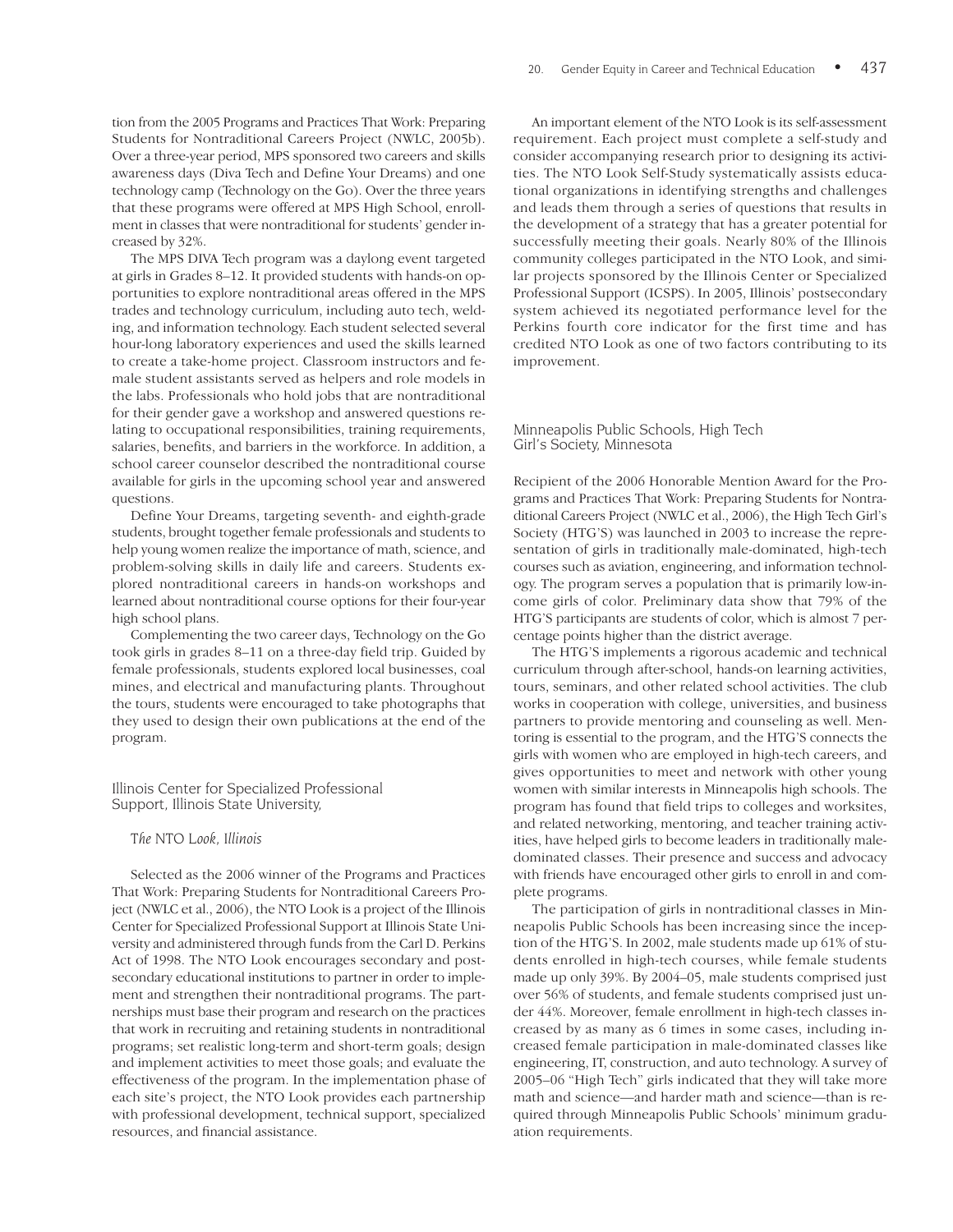tion from the 2005 Programs and Practices That Work: Preparing Students for Nontraditional Careers Project (NWLC, 2005b). Over a three-year period, MPS sponsored two careers and skills awareness days (Diva Tech and Define Your Dreams) and one technology camp (Technology on the Go). Over the three years that these programs were offered at MPS High School, enrollment in classes that were nontraditional for students' gender increased by 32%.

The MPS DIVA Tech program was a daylong event targeted at girls in Grades 8–12. It provided students with hands-on opportunities to explore nontraditional areas offered in the MPS trades and technology curriculum, including auto tech, welding, and information technology. Each student selected several hour-long laboratory experiences and used the skills learned to create a take-home project. Classroom instructors and female student assistants served as helpers and role models in the labs. Professionals who hold jobs that are nontraditional for their gender gave a workshop and answered questions relating to occupational responsibilities, training requirements, salaries, benefits, and barriers in the workforce. In addition, a school career counselor described the nontraditional course available for girls in the upcoming school year and answered questions.

Define Your Dreams, targeting seventh- and eighth-grade students, brought together female professionals and students to help young women realize the importance of math, science, and problem-solving skills in daily life and careers. Students explored nontraditional careers in hands-on workshops and learned about nontraditional course options for their four-year high school plans.

Complementing the two career days, Technology on the Go took girls in grades 8–11 on a three-day field trip. Guided by female professionals, students explored local businesses, coal mines, and electrical and manufacturing plants. Throughout the tours, students were encouraged to take photographs that they used to design their own publications at the end of the program.

### Illinois Center for Specialized Professional Support, Illinois State University,

#### *The* NTO *Look, Illinois*

Selected as the 2006 winner of the Programs and Practices That Work: Preparing Students for Nontraditional Careers Project (NWLC et al., 2006), the NTO Look is a project of the Illinois Center for Specialized Professional Support at Illinois State University and administered through funds from the Carl D. Perkins Act of 1998. The NTO Look encourages secondary and postsecondary educational institutions to partner in order to implement and strengthen their nontraditional programs. The partnerships must base their program and research on the practices that work in recruiting and retaining students in nontraditional programs; set realistic long-term and short-term goals; design and implement activities to meet those goals; and evaluate the effectiveness of the program. In the implementation phase of each site's project, the NTO Look provides each partnership with professional development, technical support, specialized resources, and financial assistance.

An important element of the NTO Look is its self-assessment requirement. Each project must complete a self-study and consider accompanying research prior to designing its activities. The NTO Look Self-Study systematically assists educational organizations in identifying strengths and challenges and leads them through a series of questions that results in the development of a strategy that has a greater potential for successfully meeting their goals. Nearly 80% of the Illinois community colleges participated in the NTO Look, and similar projects sponsored by the Illinois Center or Specialized Professional Support (ICSPS). In 2005, Illinois' postsecondary system achieved its negotiated performance level for the Perkins fourth core indicator for the first time and has credited NTO Look as one of two factors contributing to its improvement.

### Minneapolis Public Schools, High Tech Girl's Society, Minnesota

Recipient of the 2006 Honorable Mention Award for the Programs and Practices That Work: Preparing Students for Nontraditional Careers Project (NWLC et al., 2006), the High Tech Girl's Society (HTG'S) was launched in 2003 to increase the representation of girls in traditionally male-dominated, high-tech courses such as aviation, engineering, and information technology. The program serves a population that is primarily low-income girls of color. Preliminary data show that 79% of the HTG'S participants are students of color, which is almost 7 percentage points higher than the district average.

The HTG'S implements a rigorous academic and technical curriculum through after-school, hands-on learning activities, tours, seminars, and other related school activities. The club works in cooperation with college, universities, and business partners to provide mentoring and counseling as well. Mentoring is essential to the program, and the HTG'S connects the girls with women who are employed in high-tech careers, and gives opportunities to meet and network with other young women with similar interests in Minneapolis high schools. The program has found that field trips to colleges and worksites, and related networking, mentoring, and teacher training activities, have helped girls to become leaders in traditionally male-dominated classes. Their presence and success and advocacy with friends have encouraged other girls to enroll in and complete programs.

The participation of girls in nontraditional classes in Minneapolis Public Schools has been increasing since the inception of the HTG'S. In 2002, male students made up 61% of students enrolled in high-tech courses, while female students made up only 39%. By 2004–05, male students comprised just over 56% of students, and female students comprised just under 44%. Moreover, female enrollment in high-tech classes increased by as many as 6 times in some cases, including increased female participation in male-dominated classes like engineering, IT, construction, and auto technology. A survey of 2005–06 "High Tech" girls indicated that they will take more math and science—and harder math and science—than is required through Minneapolis Public Schools' minimum graduation requirements.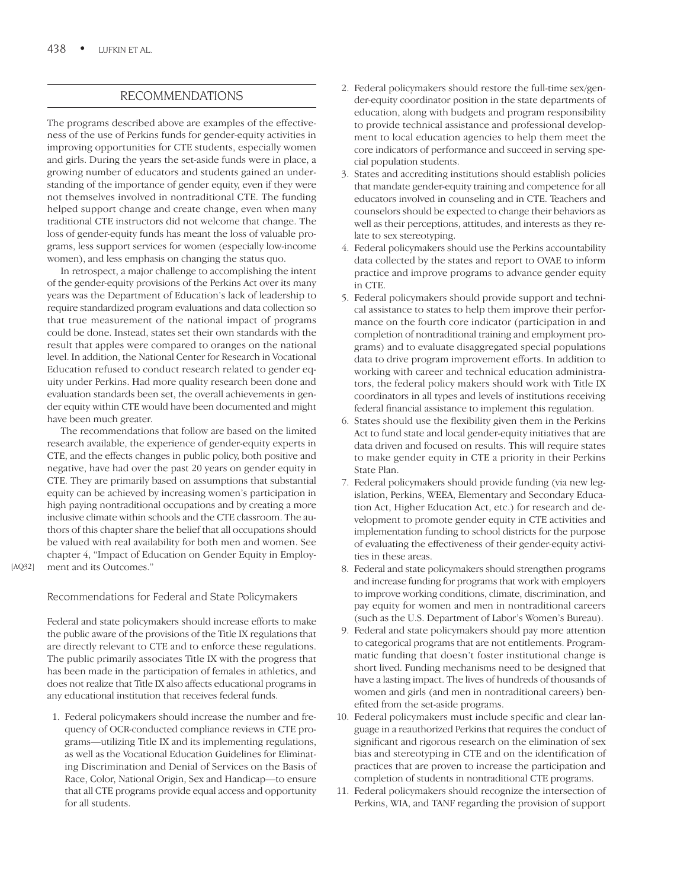## RECOMMENDATIONS

The programs described above are examples of the effectiveness of the use of Perkins funds for gender-equity activities in improving opportunities for CTE students, especially women and girls. During the years the set-aside funds were in place, a growing number of educators and students gained an understanding of the importance of gender equity, even if they were not themselves involved in nontraditional CTE. The funding helped support change and create change, even when many traditional CTE instructors did not welcome that change. The loss of gender-equity funds has meant the loss of valuable programs, less support services for women (especially low-income women), and less emphasis on changing the status quo.

In retrospect, a major challenge to accomplishing the intent of the gender-equity provisions of the Perkins Act over its many years was the Department of Education's lack of leadership to require standardized program evaluations and data collection so that true measurement of the national impact of programs could be done. Instead, states set their own standards with the result that apples were compared to oranges on the national level. In addition, the National Center for Research in Vocational Education refused to conduct research related to gender equity under Perkins. Had more quality research been done and evaluation standards been set, the overall achievements in gender equity within CTE would have been documented and might have been much greater.

The recommendations that follow are based on the limited research available, the experience of gender-equity experts in CTE, and the effects changes in public policy, both positive and negative, have had over the past 20 years on gender equity in CTE. They are primarily based on assumptions that substantial equity can be achieved by increasing women's participation in high paying nontraditional occupations and by creating a more inclusive climate within schools and the CTE classroom. The authors of this chapter share the belief that all occupations should be valued with real availability for both men and women. See chapter 4, "Impact of Education on Gender Equity in Employment and its Outcomes." [AQ32]

### Recommendations for Federal and State Policymakers

Federal and state policymakers should increase efforts to make the public aware of the provisions of the Title IX regulations that are directly relevant to CTE and to enforce these regulations. The public primarily associates Title IX with the progress that has been made in the participation of females in athletics, and does not realize that Title IX also affects educational programs in any educational institution that receives federal funds.

1. Federal policymakers should increase the number and frequency of OCR-conducted compliance reviews in CTE programs—utilizing Title IX and its implementing regulations, as well as the Vocational Education Guidelines for Eliminating Discrimination and Denial of Services on the Basis of Race, Color, National Origin, Sex and Handicap—to ensure that all CTE programs provide equal access and opportunity for all students.
2. Federal policymakers should restore the full-time sex/gender-equity coordinator position in the state departments of education, along with budgets and program responsibility to provide technical assistance and professional development to local education agencies to help them meet the core indicators of performance and succeed in serving special population students.
3. States and accrediting institutions should establish policies that mandate gender-equity training and competence for all educators involved in counseling and in CTE. Teachers and counselors should be expected to change their behaviors as well as their perceptions, attitudes, and interests as they relate to sex stereotyping.
4. Federal policymakers should use the Perkins accountability data collected by the states and report to OVAE to inform practice and improve programs to advance gender equity in CTE.
5. Federal policymakers should provide support and technical assistance to states to help them improve their performance on the fourth core indicator (participation in and completion of nontraditional training and employment programs) and to evaluate disaggregated special populations data to drive program improvement efforts. In addition to working with career and technical education administrators, the federal policy makers should work with Title IX coordinators in all types and levels of institutions receiving federal financial assistance to implement this regulation.
6. States should use the flexibility given them in the Perkins Act to fund state and local gender-equity initiatives that are data driven and focused on results. This will require states to make gender equity in CTE a priority in their Perkins State Plan.
7. Federal policymakers should provide funding (via new legislation, Perkins, WEEA, Elementary and Secondary Education Act, Higher Education Act, etc.) for research and development to promote gender equity in CTE activities and implementation funding to school districts for the purpose of evaluating the effectiveness of their gender-equity activities in these areas.
8. Federal and state policymakers should strengthen programs and increase funding for programs that work with employers to improve working conditions, climate, discrimination, and pay equity for women and men in nontraditional careers (such as the U.S. Department of Labor's Women's Bureau).
9. Federal and state policymakers should pay more attention to categorical programs that are not entitlements. Programmatic funding that doesn't foster institutional change is short lived. Funding mechanisms need to be designed that have a lasting impact. The lives of hundreds of thousands of women and girls (and men in nontraditional careers) benefited from the set-aside programs.
10. Federal policymakers must include specific and clear language in a reauthorized Perkins that requires the conduct of significant and rigorous research on the elimination of sex bias and stereotyping in CTE and on the identification of practices that are proven to increase the participation and completion of students in nontraditional CTE programs.
11. Federal policymakers should recognize the intersection of Perkins, WIA, and TANF regarding the provision of support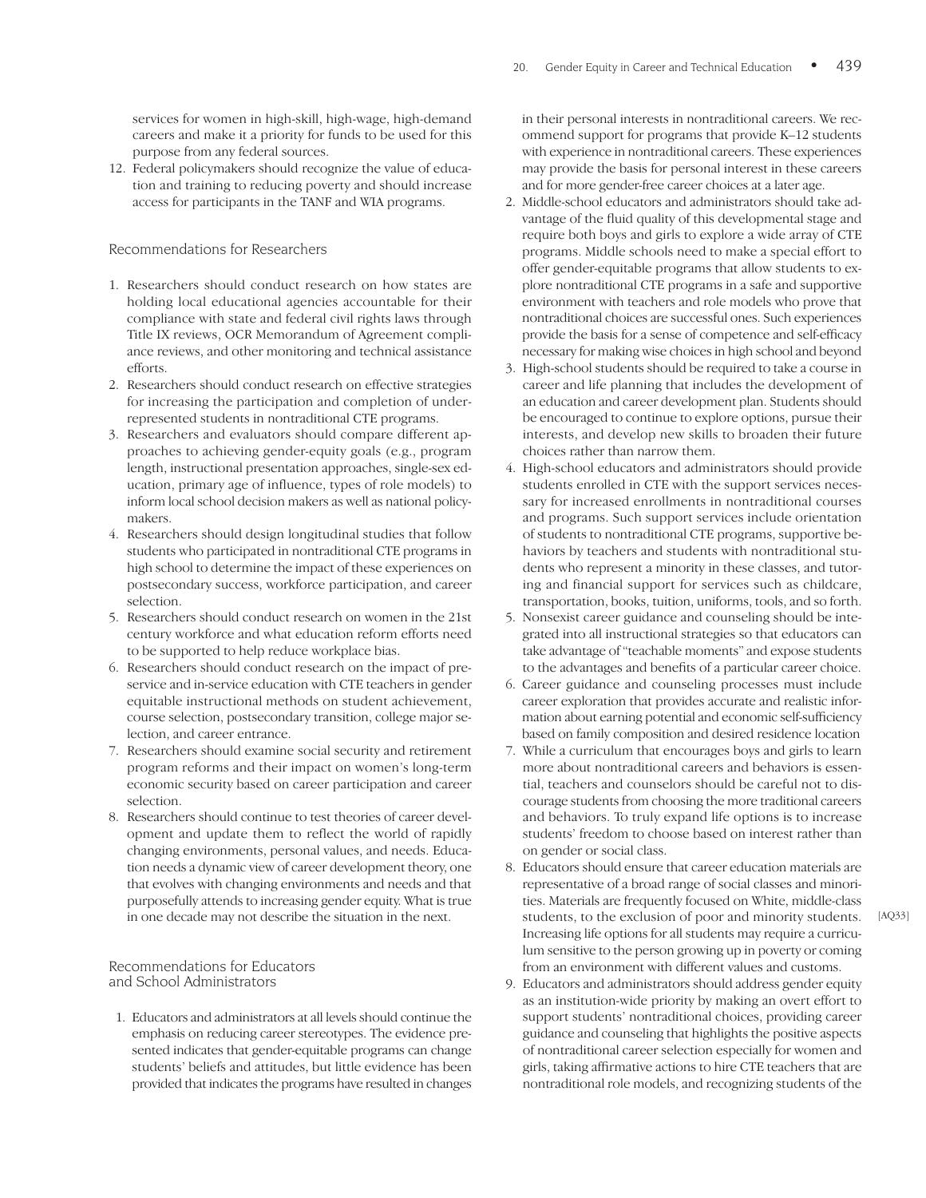services for women in high-skill, high-wage, high-demand careers and make it a priority for funds to be used for this purpose from any federal sources.

12. Federal policymakers should recognize the value of education and training to reducing poverty and should increase access for participants in the TANF and WIA programs.

### Recommendations for Researchers

1. Researchers should conduct research on how states are holding local educational agencies accountable for their compliance with state and federal civil rights laws through Title IX reviews, OCR Memorandum of Agreement compliance reviews, and other monitoring and technical assistance efforts.
2. Researchers should conduct research on effective strategies for increasing the participation and completion of underrepresented students in nontraditional CTE programs.
3. Researchers and evaluators should compare different approaches to achieving gender-equity goals (e.g., program length, instructional presentation approaches, single-sex education, primary age of influence, types of role models) to inform local school decision makers as well as national policymakers.
4. Researchers should design longitudinal studies that follow students who participated in nontraditional CTE programs in high school to determine the impact of these experiences on postsecondary success, workforce participation, and career selection.
5. Researchers should conduct research on women in the 21st century workforce and what education reform efforts need to be supported to help reduce workplace bias.
6. Researchers should conduct research on the impact of preservice and in-service education with CTE teachers in gender equitable instructional methods on student achievement, course selection, postsecondary transition, college major selection, and career entrance.
7. Researchers should examine social security and retirement program reforms and their impact on women's long-term economic security based on career participation and career selection.
8. Researchers should continue to test theories of career development and update them to reflect the world of rapidly changing environments, personal values, and needs. Education needs a dynamic view of career development theory, one that evolves with changing environments and needs and that purposefully attends to increasing gender equity. What is true in one decade may not describe the situation in the next.

### Recommendations for Educators and School Administrators

1. Educators and administrators at all levels should continue the emphasis on reducing career stereotypes. The evidence presented indicates that gender-equitable programs can change students' beliefs and attitudes, but little evidence has been provided that indicates the programs have resulted in changes in their personal interests in nontraditional careers. We recommend support for programs that provide K–12 students with experience in nontraditional careers. These experiences may provide the basis for personal interest in these careers and for more gender-free career choices at a later age.
2. Middle-school educators and administrators should take advantage of the fluid quality of this developmental stage and require both boys and girls to explore a wide array of CTE programs. Middle schools need to make a special effort to offer gender-equitable programs that allow students to explore nontraditional CTE programs in a safe and supportive environment with teachers and role models who prove that nontraditional choices are successful ones. Such experiences provide the basis for a sense of competence and self-efficacy necessary for making wise choices in high school and beyond
3. High-school students should be required to take a course in career and life planning that includes the development of an education and career development plan. Students should be encouraged to continue to explore options, pursue their interests, and develop new skills to broaden their future choices rather than narrow them.
4. High-school educators and administrators should provide students enrolled in CTE with the support services necessary for increased enrollments in nontraditional courses and programs. Such support services include orientation of students to nontraditional CTE programs, supportive behaviors by teachers and students with nontraditional students who represent a minority in these classes, and tutoring and financial support for services such as childcare, transportation, books, tuition, uniforms, tools, and so forth.
5. Nonsexist career guidance and counseling should be integrated into all instructional strategies so that educators can take advantage of "teachable moments" and expose students to the advantages and benefits of a particular career choice.
6. Career guidance and counseling processes must include career exploration that provides accurate and realistic information about earning potential and economic self-sufficiency based on family composition and desired residence location
7. While a curriculum that encourages boys and girls to learn more about nontraditional careers and behaviors is essential, teachers and counselors should be careful not to discourage students from choosing the more traditional careers and behaviors. To truly expand life options is to increase students' freedom to choose based on interest rather than on gender or social class.
8. Educators should ensure that career education materials are representative of a broad range of social classes and minorities. Materials are frequently focused on White, middle-class students, to the exclusion of poor and minority students. [AQ33] Increasing life options for all students may require a curriculum sensitive to the person growing up in poverty or coming from an environment with different values and customs.
9. Educators and administrators should address gender equity as an institution-wide priority by making an overt effort to support students' nontraditional choices, providing career guidance and counseling that highlights the positive aspects of nontraditional career selection especially for women and girls, taking affirmative actions to hire CTE teachers that are nontraditional role models, and recognizing students of the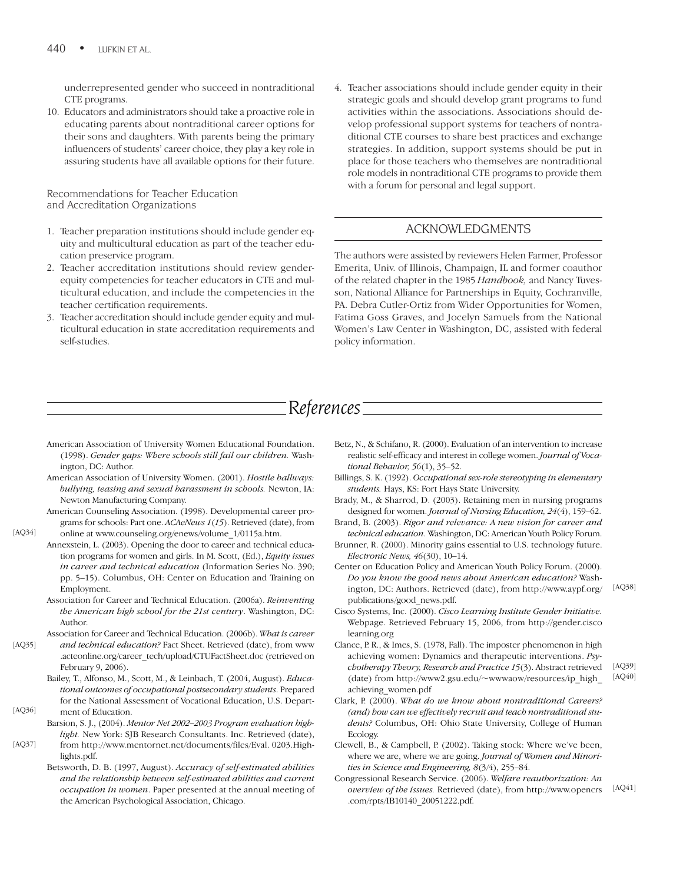underrepresented gender who succeed in nontraditional CTE programs.

10. Educators and administrators should take a proactive role in educating parents about nontraditional career options for their sons and daughters. With parents being the primary influencers of students' career choice, they play a key role in assuring students have all available options for their future.

### Recommendations for Teacher Education and Accreditation Organizations

1. Teacher preparation institutions should include gender equity and multicultural education as part of the teacher education preservice program.
2. Teacher accreditation institutions should review gender-equity competencies for teacher educators in CTE and multicultural education, and include the competencies in the teacher certification requirements.
3. Teacher accreditation should include gender equity and multicultural education in state accreditation requirements and self-studies.
4. Teacher associations should include gender equity in their strategic goals and should develop grant programs to fund activities within the associations. Associations should develop professional support systems for teachers of nontraditional CTE courses to share best practices and exchange strategies. In addition, support systems should be put in place for those teachers who themselves are nontraditional role models in nontraditional CTE programs to provide them with a forum for personal and legal support.

## ACKNOWLEDGMENTS

The authors were assisted by reviewers Helen Farmer, Professor Emerita, Univ. of Illinois, Champaign, IL and former coauthor of the related chapter in the 1985 *Handbook,* and Nancy Tuvesson, National Alliance for Partnerships in Equity, Cochranville, PA. Debra Cutler-Ortiz from Wider Opportunities for Women, Fatima Goss Graves, and Jocelyn Samuels from the National Women's Law Center in Washington, DC, assisted with federal policy information.

## References

American Association of University Women Educational Foundation. (1998). *Gender gaps: Where schools still fail our children.* Washington, DC: Author.

American Association of University Women. (2001). *Hostile hallways: bullying, teasing and sexual harassment in schools.* Newton, IA: Newton Manufacturing Company.

American Counseling Association. (1998). Developmental career programs for schools: Part one. *ACAeNews 1*(*15*). Retrieved (date), from online at www.counseling.org/enews/volume_1/0115a.htm. [AQ34]

Annexstein, L. (2003). Opening the door to career and technical education programs for women and girls. In M. Scott, (Ed.), *Equity issues in career and technical education* (Information Series No. 390; pp. 5–15). Columbus, OH: Center on Education and Training on Employment.

Association for Career and Technical Education. (2006a). *Reinventing the American high school for the 21st century*. Washington, DC: Author.

Association for Career and Technical Education. (2006b). *What is career and technical education?* Fact Sheet. Retrieved (date), from www.acteonline.org/career_tech/upload/CTUFactSheet.doc (retrieved on February 9, 2006). [AQ35]

Bailey, T., Alfonso, M., Scott, M., & Leinbach, T. (2004, August). *Educational outcomes of occupational postsecondary students*. Prepared for the National Assessment of Vocational Education, U.S. Department of Education. [AQ36]

Barsion, S. J., (2004). *Mentor Net 2002–2003 Program evaluation highlight.* New York: SJB Research Consultants. Inc. Retrieved (date), from http://www.mentornet.net/documents/files/Eval. 0203.Highlights.pdf. [AQ37]

Betsworth, D. B. (1997, August). *Accuracy of self-estimated abilities and the relationship between self-estimated abilities and current occupation in women*. Paper presented at the annual meeting of the American Psychological Association, Chicago.

Betz, N., & Schifano, R. (2000). Evaluation of an intervention to increase realistic self-efficacy and interest in college women. *Journal of Vocational Behavior, 56*(1), 35–52.

Billings, S. K. (1992). *Occupational sex-role stereotyping in elementary students.* Hays, KS: Fort Hays State University.

Brady, M., & Sharrod, D. (2003). Retaining men in nursing programs designed for women. *Journal of Nursing Education, 24*(4), 159–62.

Brand, B. (2003). *Rigor and relevance: A new vision for career and technical education.* Washington, DC: American Youth Policy Forum.

Brunner, R. (2000). Minority gains essential to U.S. technology future. *Electronic News, 46*(30), 10–14.

Center on Education Policy and American Youth Policy Forum. (2000). *Do you know the good news about American education?* Washington, DC: Authors. Retrieved (date), from http://www.aypf.org/publications/good_news.pdf. [AQ38]

Cisco Systems, Inc. (2000). *Cisco Learning Institute Gender Initiative.* Webpage. Retrieved February 15, 2006, from http://gender.ciscolearning.org

Clance, P. R., & Imes, S. (1978, Fall). The imposter phenomenon in high achieving women: Dynamics and therapeutic interventions. *Psychotherapy Theory, Research and Practice 15*(3). Abstract retrieved (date) from http://www2.gsu.edu/~wwwaow/resources/ip_high_achieving_women.pdf [AQ39] [AQ40]

Clark, P. (2000). *What do we know about nontraditional Careers? (and) how can we effectively recruit and teach nontraditional students?* Columbus, OH: Ohio State University, College of Human Ecology.

Clewell, B., & Campbell, P. (2002). Taking stock: Where we've been, where we are, where we are going. *Journal of Women and Minorities in Science and Engineering, 8*(3/4), 255–84.

Congressional Research Service. (2006). *Welfare reauthorization: An overview of the issues.* Retrieved (date), from http://www.opencrs.com/rpts/IB10140_20051222.pdf. [AQ41]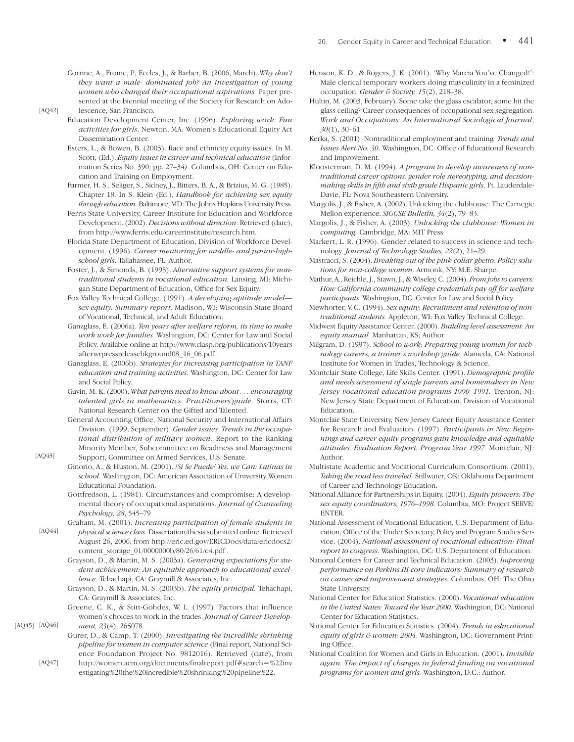Corrine, A., Frome, P., Eccles, J., & Barber, B. (2006, March). *Why don't they want a male- dominated job? An investigation of young women who changed their occupational aspirations.* Paper presented at the biennial meeting of the Society for Research on Adolescence, San Francisco. [AQ42]

Education Development Center, Inc. (1996). *Exploring work: Fun activities for girls*. Newton, MA: Women's Educational Equity Act Dissemination Center.

Esters, L., & Bowen, B. (2003). Race and ethnicity equity issues. In M. Scott, (Ed.), *Equity issues in career and technical education* (Information Series No. 390; pp. 27–34*).* Columbus, OH: Center on Education and Training on Employment.

Farmer, H. S., Seliger, S., Sidney, J., Bitters, B. A., & Brizius, M. G. (1985). Chapter 18. In S. Klein (Ed.), *Handbook for achieving sex equity through education*. Baltimore, MD: The Johns Hopkins University Press.

Ferris State University, Career Institute for Education and Workforce Development. (2002). *Decisions without direction*. Retrieved (date), from http://www.ferris.edu/careerinstitute/research.htm.

Florida State Department of Education, Division of Workforce Development. (1996). *Career mentoring for middle- and junior-high-school girls*. Tallahassee, FL: Author.

Foster, J., & Simonds, B. (1995). *Alternative support systems for nontraditional students in vocational education.* Lansing, MI: Michigan State Department of Education, Office for Sex Equity.

Fox Valley Technical College. (1991). *A developing aptitude model—sex equity. Summary report*. Madison, WI: Wisconsin State Board of Vocational, Technical, and Adult Education.

Ganzglass, E. (2006a). *Ten years after welfare reform, its time to make work work for families.* Washington, DC: Center for Law and Social Policy. Available online at http://www.clasp.org/publications/10years afterwrpressreleasebkground08_16_06.pdf.

Ganzglass, E. (2006b). *Strategies for increasing participation in TANF education and training activities*. Washington, DC: Center for Law and Social Policy.

Gavin, M. K. (2000). *What parents need to know about . . . encouraging talented girls in mathematics: Practitioners'guide*. Storrs, CT: National Research Center on the Gifted and Talented.

General Accounting Office, National Security and International Affairs Division. (1999, September). *Gender issues. Trends in the occupational distribution of military women*. Report to the Ranking Minority Member, Subcommittee on Readiness and Management Support, Committee on Armed Services, U.S. Senate. [AQ43]

Ginorio, A., & Huston, M. (2001). *!Si Se Puede! Yes, we Can: Latinas in school.* Washington, DC: American Association of University Women Educational Foundation.

Gottfredson, L. (1981). Circumstances and compromise: A developmental theory of occupational aspirations. *Journal of Counseling Psychology, 28*, 545–79

Graham, M. (2001). *Increasing participation of female students in physical science class.* Dissertation/thesis submitted online. Retrieved August 26, 2006, from http://eric.ed.gov/ERICDocs/data/ericdocs2/content_storage_01/0000000b/80/26/61/e4.pdf . [AQ44]

Grayson, D., & Martin, M. S. (2003a). *Generating expectations for student achievement: An equitable approach to educational excellence.* Tehachapi, CA: Graymill & Associates, Inc.

Grayson, D., & Martin, M. S. (2003b). *The equity principal.* Tehachapi, CA: Graymill & Associates, Inc.

Greene, C. K., & Stitt-Gohdes, W. L. (1997). Factors that influence women's choices to work in the trades. *Journal of Career Development, 23*(4), 265078. [AQ45] [AQ46]

Gurer, D., & Camp, T. (2000). *Investigating the incredible shrinking pipeline for women in computer science* (Final report, National Science Foundation Project No. 9812016). Retrieved (date), from http://women.acm.org/documents/finalreport.pdf#search=%22investigating%20the%20incredible%20shrinking%20pipeline%22. [AQ47]

Henson, K. D., & Rogers, J. K. (2001). 'Why Marcia You've Changed!': Male clerical temporary workers doing masculinity in a feminized occupation. *Gender & Society, 15*(2), 218–38.

Hultin, M. (2003, February). Some take the glass escalator, some hit the glass ceiling? Career consequences of occupational sex segregation. *Work and Occupations: An International Sociological Journal*, *30*(1), 30–61.

Kerka, S. (2001). Nontraditional employment and training*. Trends and Issues Alert No. 30*. Washington, DC: Office of Educational Research and Improvement.

Kloosterman, D. M. (1994). *A program to develop awareness of nontraditional career options, gender role stereotyping, and decision-making skills in fifth and sixth grade Hispanic girls*. Ft. Lauderdale-Davie, FL: Nova Southeastern University.

Margolis, J., & Fisher, A. (2002). Unlocking the clubhouse: The Carnegie Mellon experience. *SIGCSE Bulletin, 34*(2), 79–83.

Margolis, J., & Fisher, A. (2003). *Unlocking the clubhouse: Women in computing.* Cambridge, MA: MIT Press

Markert, L. R. (1996). Gender related to success in science and technology. *Journal of Technology Studies, 22*(2), 21–29.

Mastracci, S. (2004). *Breaking out of the pink collar ghetto: Policy solutions for non-college women*. Armonk, NY: M.E. Sharpe.

Mathur, A., Reichle, J., Stawn, J., & Wiseley, C. (2004). *From jobs to careers: How California community college credentials pay off for welfare participants*. Washington, DC: Center for Law and Social Policy.

Mewhorter, V. C. (1994). *Sex equity: Recruitment and retention of nontraditional students.* Appleton, WI: Fox Valley Technical College.

Midwest Equity Assistance Center. (2000). *Building level assessment: An equity manual.* Manhattan, KS; Author

Milgram, D. (1997). *School to work: Preparing young women for technology careers, a trainer's workshop guide.* Alameda, CA: National Institute for Women in Trades, Technology & Science.

Montclair State College, Life Skills Center. (1991). *Demographic profile and needs assessment of single parents and homemakers in New Jersey vocational education programs 1990–1991.* Trenton, NJ: New Jersey State Department of Education, Division of Vocational Education.

Montclair State University, New Jersey Career Equity Assistance Center for Research and Evaluation. (1997). *Participants in New Beginnings and career equity programs gain knowledge and equitable attitudes. Evaluation Report, Program Year 1997.* Montclair, NJ: Author.

Multistate Academic and Vocational Curriculum Consortium. (2001). *Taking the road less traveled.* Stillwater, OK: Oklahoma Department of Career and Technology Education.

National Alliance for Partnerships in Equity. (2004). *Equity pioneers: The sex equity coordinators, 1976–1998.* Columbia, MO: Project SERVE/ENTER.

National Assessment of Vocational Education, U.S. Department of Education, Office of the Under Secretary, Policy and Program Studies Service. (2004). *National assessment of vocational education: Final report to congress*. Washington, DC: U.S. Department of Education.

National Centers for Career and Technical Education. (2003). *Improving performance on Perkins III core indicators: Summary of research on causes and improvement strategies.* Columbus, OH: The Ohio State University.

National Center for Education Statistics. (2000). *Vocational education in the United States: Toward the Year 2000*. Washington, DC: National Center for Education Statistics.

National Center for Education Statistics. (2004). *Trends in educational equity of girls & women: 2004.* Washington, DC: Government Printing Office.

National Coalition for Women and Girls in Education. (2001). *Invisible again: The impact of changes in federal funding on vocational programs for women and girls.* Washington, D.C.: Author.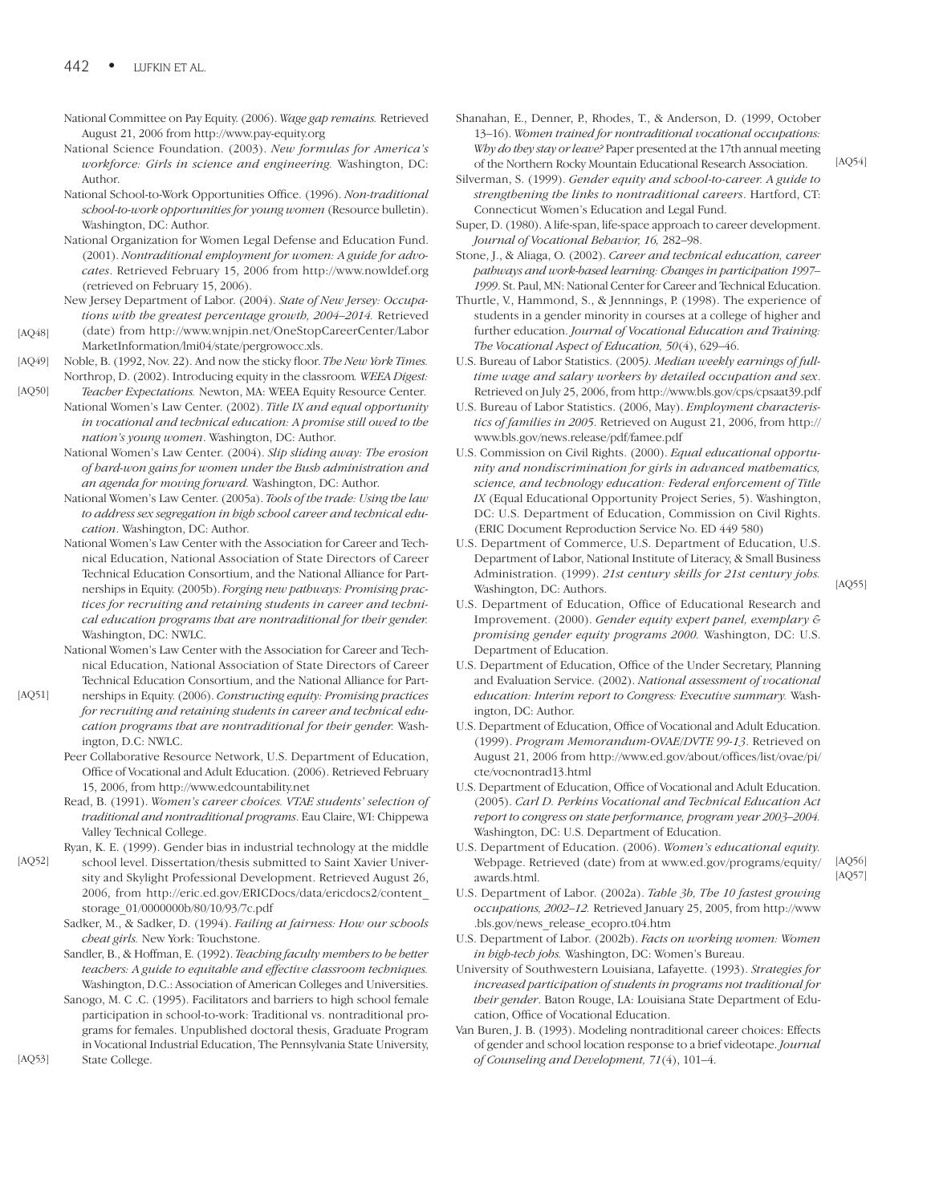National Committee on Pay Equity. (2006). *Wage gap remains.* Retrieved August 21, 2006 from http://www.pay-equity.org

National Science Foundation. (2003). *New formulas for America's workforce: Girls in science and engineering.* Washington, DC: Author.

National School-to-Work Opportunities Office. (1996). *Non-traditional school-to-work opportunities for young women* (Resource bulletin). Washington, DC: Author.

National Organization for Women Legal Defense and Education Fund. (2001). *Nontraditional employment for women: A guide for advocates*. Retrieved February 15, 2006 from http://www.nowldef.org (retrieved on February 15, 2006).

New Jersey Department of Labor. (2004). *State of New Jersey: Occupations with the greatest percentage growth, 2004–2014.* Retrieved (date) from http://www.wnjpin.net/OneStopCareerCenter/LaborMarketInformation/lmi04/state/pergrowocc.xls. [AQ48]

Noble, B. (1992, Nov. 22). And now the sticky floor. *The New York Times.* [AQ49]

Northrop, D. (2002). Introducing equity in the classroom. *WEEA Digest: Teacher Expectations.* Newton, MA: WEEA Equity Resource Center. [AQ50]

National Women's Law Center. (2002). *Title IX and equal opportunity in vocational and technical education: A promise still owed to the nation's young women*. Washington, DC: Author.

National Women's Law Center. (2004). *Slip sliding away: The erosion of hard-won gains for women under the Bush administration and an agenda for moving forward.* Washington, DC: Author.

National Women's Law Center. (2005a). *Tools of the trade: Using the law to address sex segregation in high school career and technical education*. Washington, DC: Author.

National Women's Law Center with the Association for Career and Technical Education, National Association of State Directors of Career Technical Education Consortium, and the National Alliance for Partnerships in Equity. (2005b). *Forging new pathways: Promising practices for recruiting and retaining students in career and technical education programs that are nontraditional for their gender.* Washington, DC: NWLC.

National Women's Law Center with the Association for Career and Technical Education, National Association of State Directors of Career Technical Education Consortium, and the National Alliance for Partnerships in Equity. (2006). *Constructing equity: Promising practices for recruiting and retaining students in career and technical education programs that are nontraditional for their gender.* Washington, D.C: NWLC. [AQ51]

Peer Collaborative Resource Network, U.S. Department of Education, Office of Vocational and Adult Education. (2006). Retrieved February 15, 2006, from http://www.edcountability.net

Read, B. (1991). *Women's career choices. VTAE students' selection of traditional and nontraditional programs*. Eau Claire, WI: Chippewa Valley Technical College.

Ryan, K. E. (1999). Gender bias in industrial technology at the middle school level. Dissertation/thesis submitted to Saint Xavier University and Skylight Professional Development. Retrieved August 26, 2006, from http://eric.ed.gov/ERICDocs/data/ericdocs2/content_storage_01/0000000b/80/10/93/7c.pdf [AQ52]

Sadker, M., & Sadker, D. (1994). *Failing at fairness: How our schools cheat girls.* New York: Touchstone.

Sandler, B., & Hoffman, E. (1992). *Teaching faculty members to be better teachers: A guide to equitable and effective classroom techniques.* Washington, D.C.: Association of American Colleges and Universities.

Sanogo, M. C .C. (1995). Facilitators and barriers to high school female participation in school-to-work: Traditional vs. nontraditional programs for females. Unpublished doctoral thesis, Graduate Program in Vocational Industrial Education, The Pennsylvania State University, State College. [AQ53]

Shanahan, E., Denner, P., Rhodes, T., & Anderson, D. (1999, October 13–16). *Women trained for nontraditional vocational occupations: Why do they stay or leave?* Paper presented at the 17th annual meeting of the Northern Rocky Mountain Educational Research Association. [AQ54]

Silverman, S. (1999). *Gender equity and school-to-career. A guide to strengthening the links to nontraditional careers*. Hartford, CT: Connecticut Women's Education and Legal Fund.

Super, D. (1980). A life-span, life-space approach to career development. *Journal of Vocational Behavior, 16,* 282–98.

Stone, J., & Aliaga, O. (2002). *Career and technical education, career pathways and work-based learning: Changes in participation 1997–1999*. St. Paul, MN: National Center for Career and Technical Education.

Thurtle, V., Hammond, S., & Jennnings, P. (1998). The experience of students in a gender minority in courses at a college of higher and further education. *Journal of Vocational Education and Training: The Vocational Aspect of Education, 50*(4), 629–46.

U.S. Bureau of Labor Statistics. (2005*). Median weekly earnings of full-time wage and salary workers by detailed occupation and sex*. Retrieved on July 25, 2006, from http://www.bls.gov/cps/cpsaat39.pdf

U.S. Bureau of Labor Statistics. (2006, May). *Employment characteristics of families in 2005*. Retrieved on August 21, 2006, from http://www.bls.gov/news.release/pdf/famee.pdf

U.S. Commission on Civil Rights. (2000). *Equal educational opportunity and nondiscrimination for girls in advanced mathematics, science, and technology education: Federal enforcement of Title IX* (Equal Educational Opportunity Project Series, 5). Washington, DC: U.S. Department of Education, Commission on Civil Rights. (ERIC Document Reproduction Service No. ED 449 580)

U.S. Department of Commerce, U.S. Department of Education, U.S. Department of Labor, National Institute of Literacy, & Small Business Administration. (1999). *21st century skills for 21st century jobs.* Washington, DC: Authors. [AQ55]

U.S. Department of Education, Office of Educational Research and Improvement. (2000). *Gender equity expert panel, exemplary & promising gender equity programs 2000.* Washington, DC: U.S. Department of Education.

U.S. Department of Education, Office of the Under Secretary, Planning and Evaluation Service. (2002). *National assessment of vocational education: Interim report to Congress: Executive summary.* Washington, DC: Author.

U.S. Department of Education, Office of Vocational and Adult Education. (1999). *Program Memorandum-OVAE/DVTE 99-13*. Retrieved on August 21, 2006 from http://www.ed.gov/about/offices/list/ovae/pi/cte/vocnontrad13.html

U.S. Department of Education, Office of Vocational and Adult Education. (2005). *Carl D. Perkins Vocational and Technical Education Act report to congress on state performance, program year 2003–2004.* Washington, DC: U.S. Department of Education.

U.S. Department of Education. (2006). *Women's educational equity.* Webpage. Retrieved (date) from at www.ed.gov/programs/equity/awards.html. [AQ56] [AQ57]

U.S. Department of Labor. (2002a). *Table 3b, The 10 fastest growing occupations, 2002–12.* Retrieved January 25, 2005, from http://www.bls.gov/news_release_ecopro.t04.htm

U.S. Department of Labor. (2002b). *Facts on working women: Women in high-tech jobs.* Washington, DC: Women's Bureau.

University of Southwestern Louisiana, Lafayette. (1993). *Strategies for increased participation of students in programs not traditional for their gender*. Baton Rouge, LA: Louisiana State Department of Education, Office of Vocational Education.

Van Buren, J. B. (1993). Modeling nontraditional career choices: Effects of gender and school location response to a brief videotape. *Journal of Counseling and Development, 71*(4), 101–4.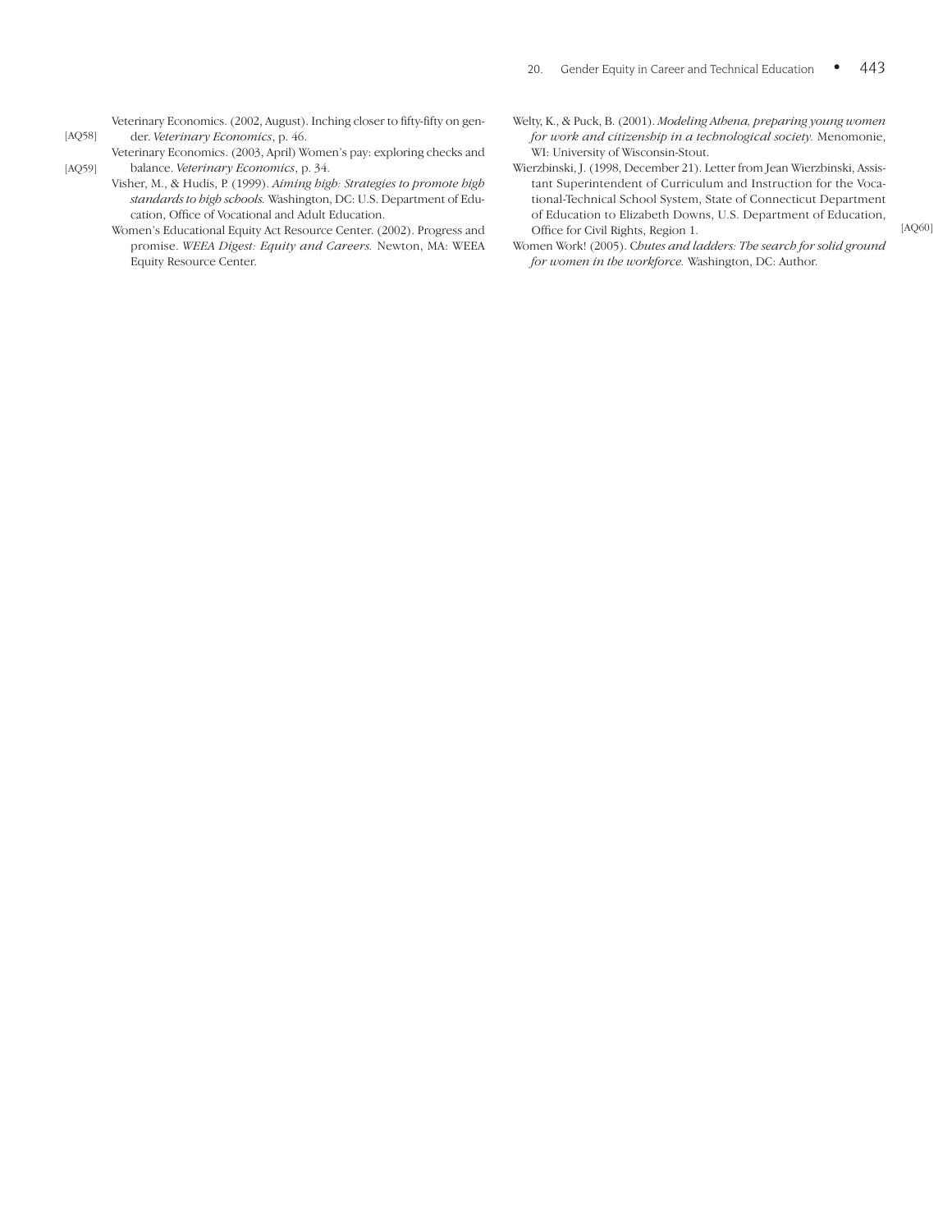Veterinary Economics. (2002, August). Inching closer to fifty-fifty on gender. *Veterinary Economics*, p. 46.

Veterinary Economics. (2003, April) Women's pay: exploring checks and balance. *Veterinary Economics*, p. 34.

Visher, M., & Hudis, P. (1999). *Aiming high: Strategies to promote high standards to high schools.* Washington, DC: U.S. Department of Education, Office of Vocational and Adult Education.

Women's Educational Equity Act Resource Center. (2002). Progress and promise. *WEEA Digest: Equity and Careers.* Newton, MA: WEEA Equity Resource Center.

Welty, K., & Puck, B. (2001). *Modeling Athena, preparing young women for work and citizenship in a technological society.* Menomonie, WI: University of Wisconsin-Stout.

Wierzbinski, J. (1998, December 21). Letter from Jean Wierzbinski, Assistant Superintendent of Curriculum and Instruction for the Vocational-Technical School System, State of Connecticut Department of Education to Elizabeth Downs, U.S. Department of Education, Office for Civil Rights, Region 1.

Women Work! (2005). *Chutes and ladders: The search for solid ground for women in the workforce.* Washington, DC: Author.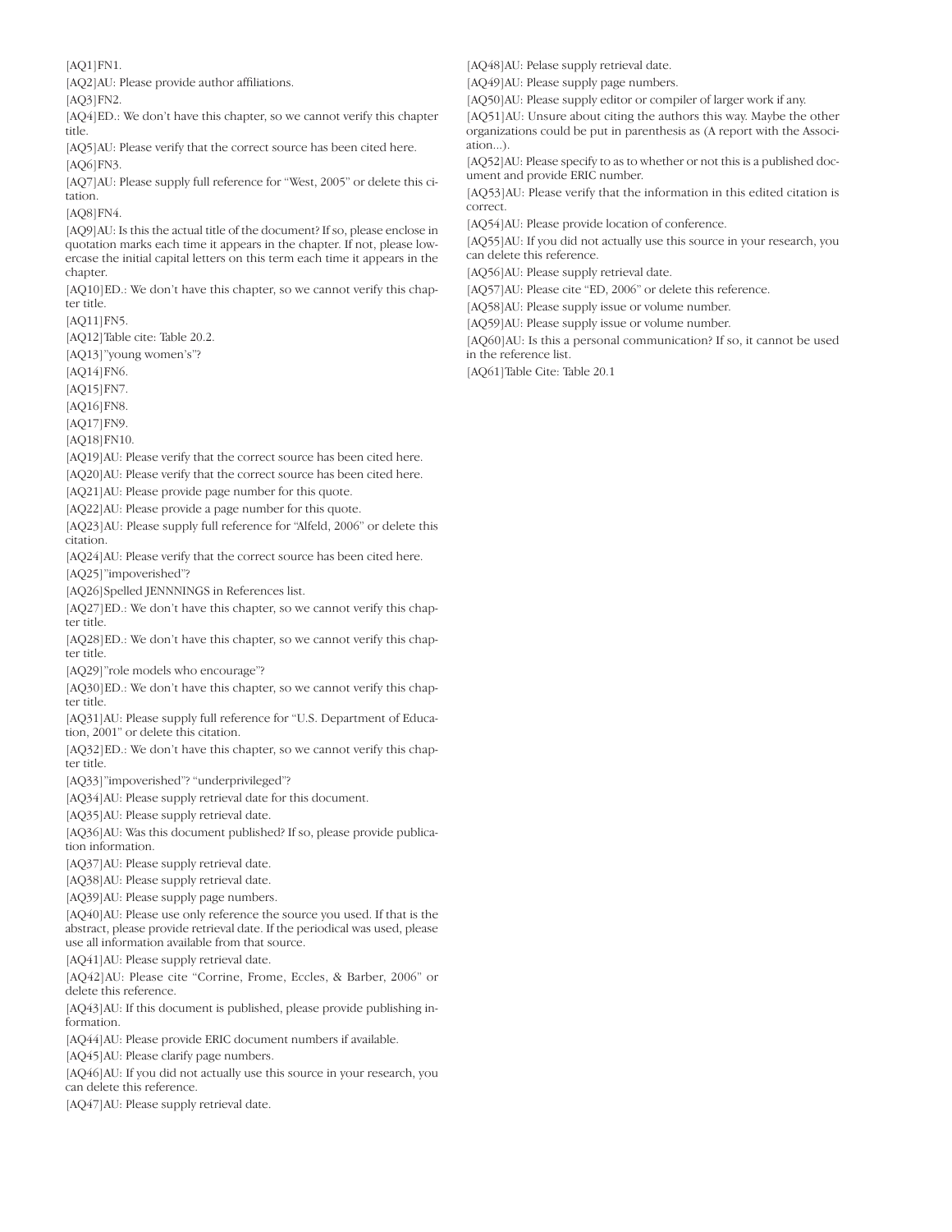[AQ1]FN1.

[AQ2]AU: Please provide author affiliations.

[AQ3]FN2.

[AQ4]ED.: We don't have this chapter, so we cannot verify this chapter title.

[AQ5]AU: Please verify that the correct source has been cited here.

[AQ6]FN3.

[AQ7]AU: Please supply full reference for "West, 2005" or delete this citation.

[AQ8]FN4.

[AQ9]AU: Is this the actual title of the document? If so, please enclose in quotation marks each time it appears in the chapter. If not, please lowercase the initial capital letters on this term each time it appears in the chapter.

[AQ10]ED.: We don't have this chapter, so we cannot verify this chapter title.

[AQ11]FN5.

[AQ12]Table cite: Table 20.2.

[AQ13]"young women's"?

[AQ14]FN6.

[AQ15]FN7.

[AQ16]FN8.

[AQ17]FN9.

[AQ18]FN10.

[AQ19]AU: Please verify that the correct source has been cited here.

[AQ20]AU: Please verify that the correct source has been cited here.

[AQ21]AU: Please provide page number for this quote.

[AQ22]AU: Please provide a page number for this quote.

[AQ23]AU: Please supply full reference for "Alfeld, 2006" or delete this citation.

[AQ24]AU: Please verify that the correct source has been cited here.

[AQ25]"impoverished"?

[AQ26]Spelled JENNNINGS in References list.

[AQ27]ED.: We don't have this chapter, so we cannot verify this chapter title.

[AQ28]ED.: We don't have this chapter, so we cannot verify this chapter title.

[AQ29]"role models who encourage"?

[AQ30]ED.: We don't have this chapter, so we cannot verify this chapter title.

[AQ31]AU: Please supply full reference for "U.S. Department of Education, 2001" or delete this citation.

[AQ32]ED.: We don't have this chapter, so we cannot verify this chapter title.

[AQ33]"impoverished"? "underprivileged"?

[AQ34]AU: Please supply retrieval date for this document.

[AQ35]AU: Please supply retrieval date.

[AQ36]AU: Was this document published? If so, please provide publication information.

[AQ37]AU: Please supply retrieval date.

[AQ38]AU: Please supply retrieval date.

[AQ39]AU: Please supply page numbers.

[AQ40]AU: Please use only reference the source you used. If that is the abstract, please provide retrieval date. If the periodical was used, please use all information available from that source.

[AQ41]AU: Please supply retrieval date.

[AQ42]AU: Please cite "Corrine, Frome, Eccles, & Barber, 2006" or delete this reference.

[AQ43]AU: If this document is published, please provide publishing information.

[AQ44]AU: Please provide ERIC document numbers if available.

[AQ45]AU: Please clarify page numbers.

[AQ46]AU: If you did not actually use this source in your research, you can delete this reference.

[AQ47]AU: Please supply retrieval date.

[AQ48]AU: Pelase supply retrieval date.

[AQ49]AU: Please supply page numbers.

[AQ50]AU: Please supply editor or compiler of larger work if any.

[AQ51]AU: Unsure about citing the authors this way. Maybe the other organizations could be put in parenthesis as (A report with the Association...).

[AQ52]AU: Please specify to as to whether or not this is a published document and provide ERIC number.

[AQ53]AU: Please verify that the information in this edited citation is correct.

[AQ54]AU: Please provide location of conference.

[AQ55]AU: If you did not actually use this source in your research, you can delete this reference.

[AQ56]AU: Please supply retrieval date.

[AQ57]AU: Please cite "ED, 2006" or delete this reference.

[AQ58]AU: Please supply issue or volume number.

[AQ59]AU: Please supply issue or volume number.

[AQ60]AU: Is this a personal communication? If so, it cannot be used in the reference list.

[AQ61]Table Cite: Table 20.1